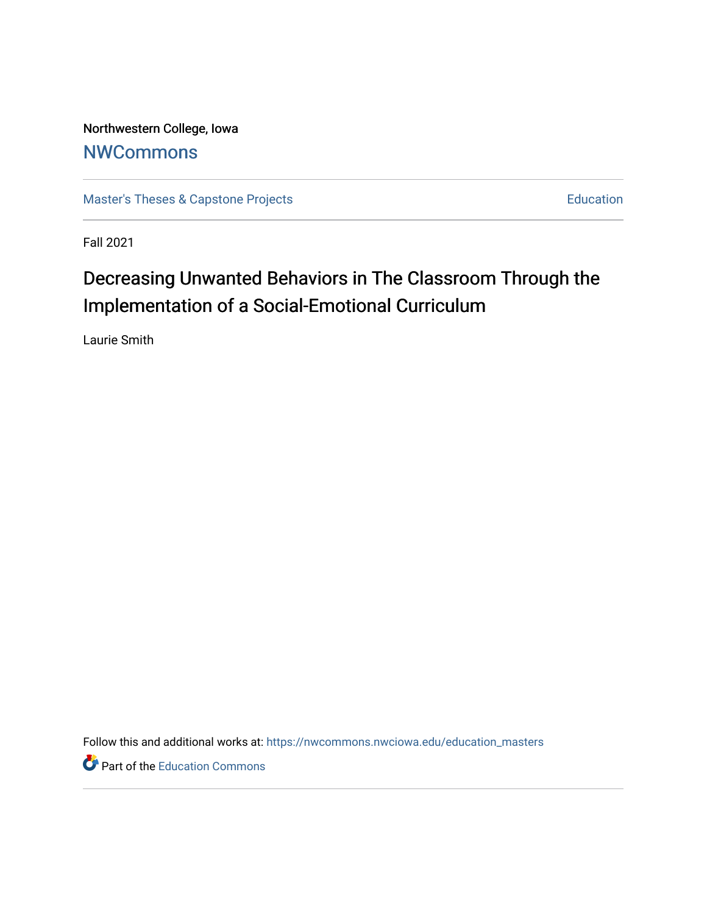Northwestern College, Iowa

# NWCommons

Master's Theses & Capstone Projects | Education

Fall 2021

## Decreasing Unwanted Behaviors in The Classroom Through the Implementation of a Social-Emotional Curriculum

Laurie Smith

Follow this and additional works at: https://nwcommons.nwciowa.edu/education_masters

Part of the Education Commons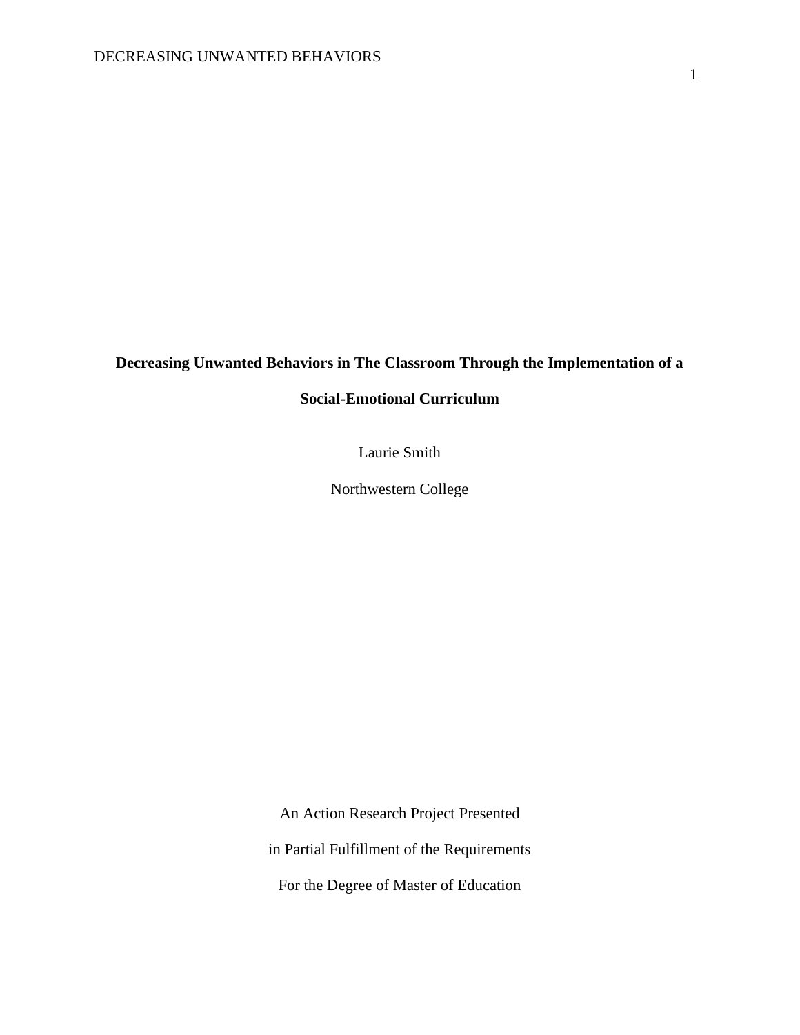**Decreasing Unwanted Behaviors in The Classroom Through the Implementation of a Social-Emotional Curriculum**

Laurie Smith

Northwestern College

An Action Research Project Presented

in Partial Fulfillment of the Requirements

For the Degree of Master of Education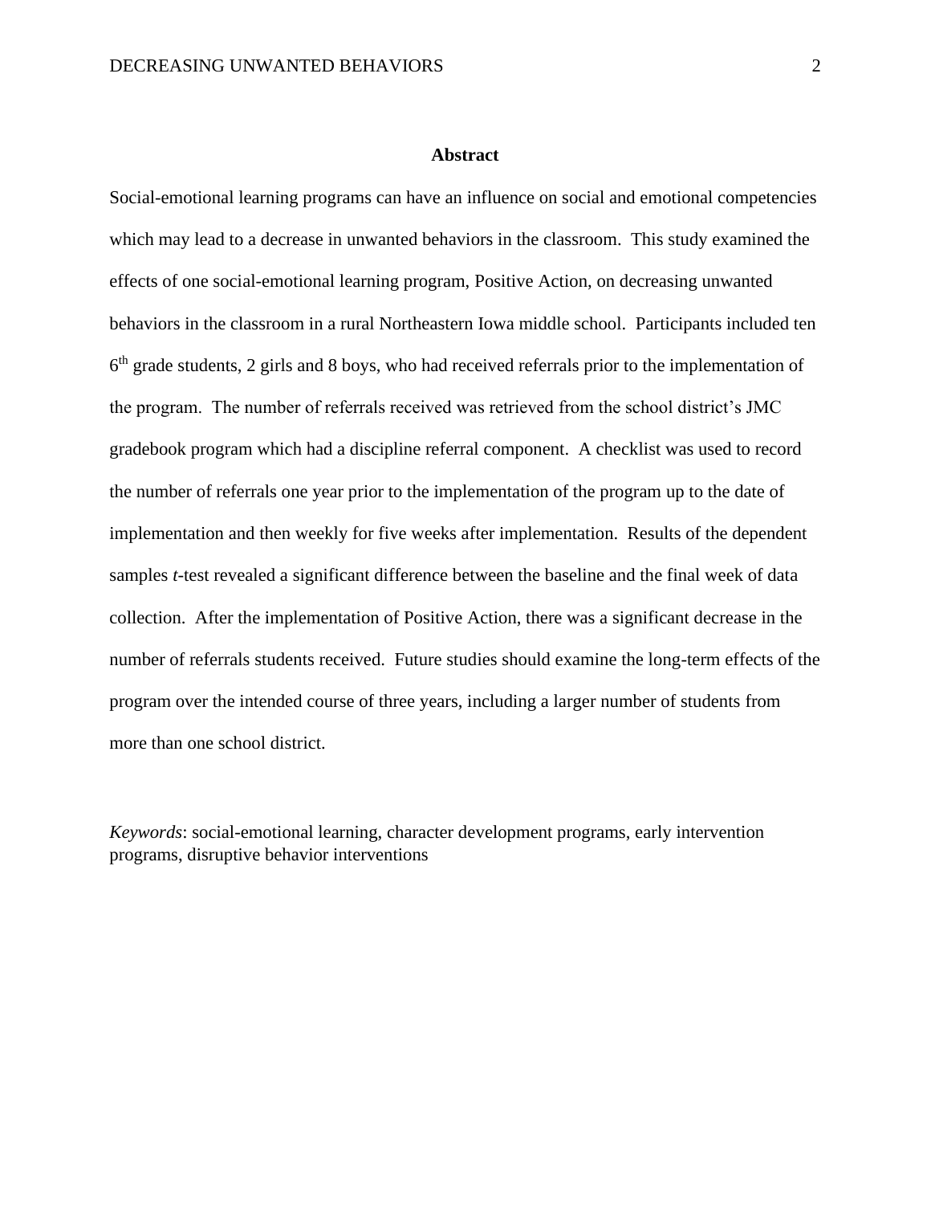## Abstract

Social-emotional learning programs can have an influence on social and emotional competencies which may lead to a decrease in unwanted behaviors in the classroom. This study examined the effects of one social-emotional learning program, Positive Action, on decreasing unwanted behaviors in the classroom in a rural Northeastern Iowa middle school. Participants included ten $6^{th}$ grade students, 2 girls and 8 boys, who had received referrals prior to the implementation of the program. The number of referrals received was retrieved from the school district's JMC gradebook program which had a discipline referral component. A checklist was used to record the number of referrals one year prior to the implementation of the program up to the date of implementation and then weekly for five weeks after implementation. Results of the dependent samples *t*-test revealed a significant difference between the baseline and the final week of data collection. After the implementation of Positive Action, there was a significant decrease in the number of referrals students received. Future studies should examine the long-term effects of the program over the intended course of three years, including a larger number of students from more than one school district.

*Keywords*: social-emotional learning, character development programs, early intervention programs, disruptive behavior interventions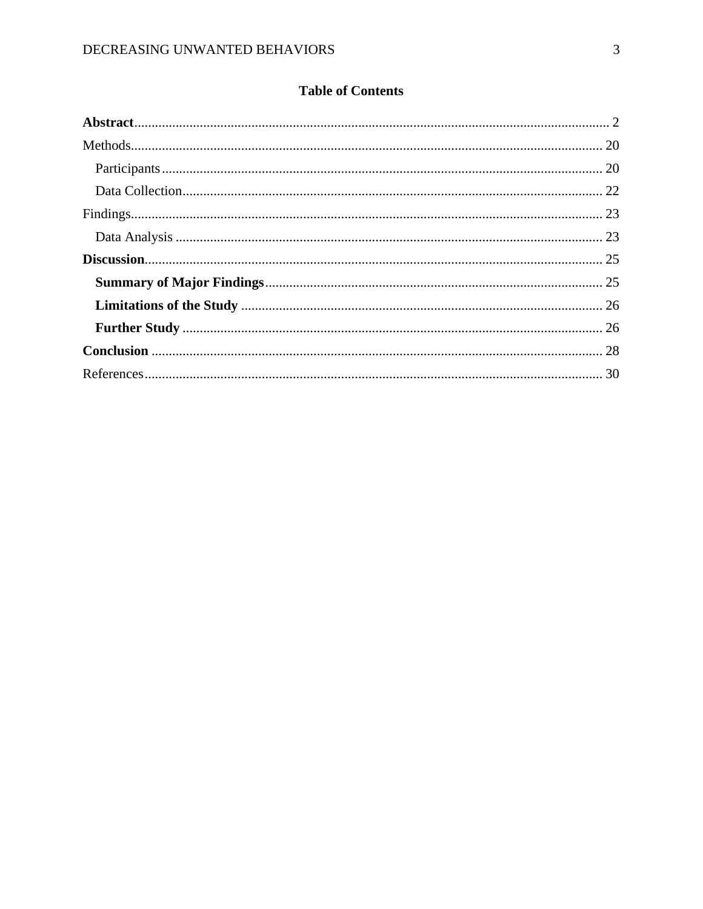# Table of Contents

**Abstract** ........................................................................................................................ 2

Methods........................................................................................................................ 20

Participants ............................................................................................................. 20

Data Collection........................................................................................................ 22

Findings........................................................................................................................ 23

Data Analysis .......................................................................................................... 23

**Discussion**.................................................................................................................. 25

**Summary of Major Findings**................................................................................ 25

**Limitations of the Study** ..................................................................................... 26

**Further Study** ...................................................................................................... 26

**Conclusion** ................................................................................................................. 28

References.................................................................................................................... 30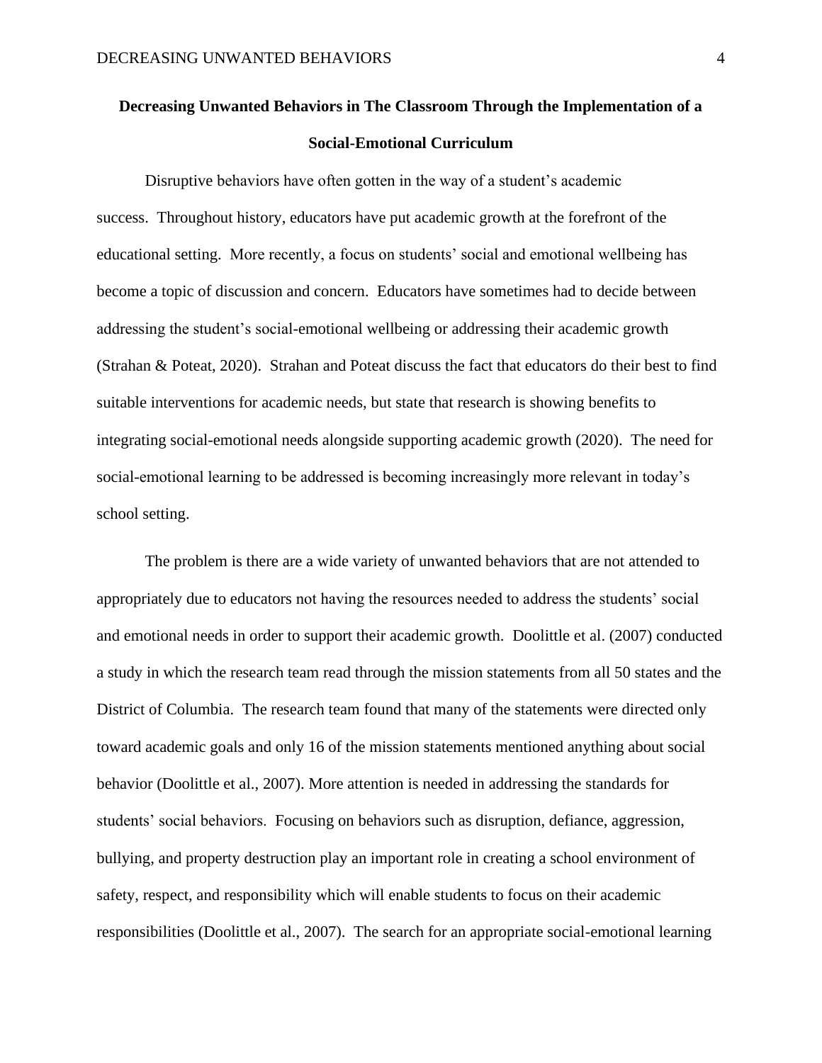# Decreasing Unwanted Behaviors in The Classroom Through the Implementation of a Social-Emotional Curriculum

Disruptive behaviors have often gotten in the way of a student's academic success. Throughout history, educators have put academic growth at the forefront of the educational setting. More recently, a focus on students' social and emotional wellbeing has become a topic of discussion and concern. Educators have sometimes had to decide between addressing the student's social-emotional wellbeing or addressing their academic growth (Strahan & Poteat, 2020). Strahan and Poteat discuss the fact that educators do their best to find suitable interventions for academic needs, but state that research is showing benefits to integrating social-emotional needs alongside supporting academic growth (2020). The need for social-emotional learning to be addressed is becoming increasingly more relevant in today's school setting.

The problem is there are a wide variety of unwanted behaviors that are not attended to appropriately due to educators not having the resources needed to address the students' social and emotional needs in order to support their academic growth. Doolittle et al. (2007) conducted a study in which the research team read through the mission statements from all 50 states and the District of Columbia. The research team found that many of the statements were directed only toward academic goals and only 16 of the mission statements mentioned anything about social behavior (Doolittle et al., 2007). More attention is needed in addressing the standards for students' social behaviors. Focusing on behaviors such as disruption, defiance, aggression, bullying, and property destruction play an important role in creating a school environment of safety, respect, and responsibility which will enable students to focus on their academic responsibilities (Doolittle et al., 2007). The search for an appropriate social-emotional learning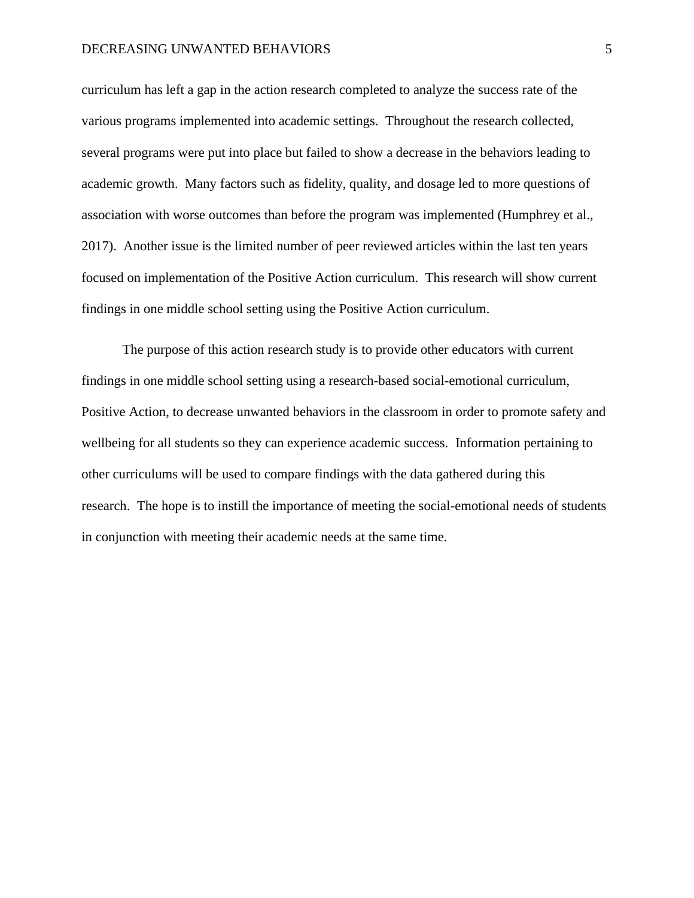curriculum has left a gap in the action research completed to analyze the success rate of the various programs implemented into academic settings. Throughout the research collected, several programs were put into place but failed to show a decrease in the behaviors leading to academic growth. Many factors such as fidelity, quality, and dosage led to more questions of association with worse outcomes than before the program was implemented (Humphrey et al., 2017). Another issue is the limited number of peer reviewed articles within the last ten years focused on implementation of the Positive Action curriculum. This research will show current findings in one middle school setting using the Positive Action curriculum.

The purpose of this action research study is to provide other educators with current findings in one middle school setting using a research-based social-emotional curriculum, Positive Action, to decrease unwanted behaviors in the classroom in order to promote safety and wellbeing for all students so they can experience academic success. Information pertaining to other curriculums will be used to compare findings with the data gathered during this research. The hope is to instill the importance of meeting the social-emotional needs of students in conjunction with meeting their academic needs at the same time.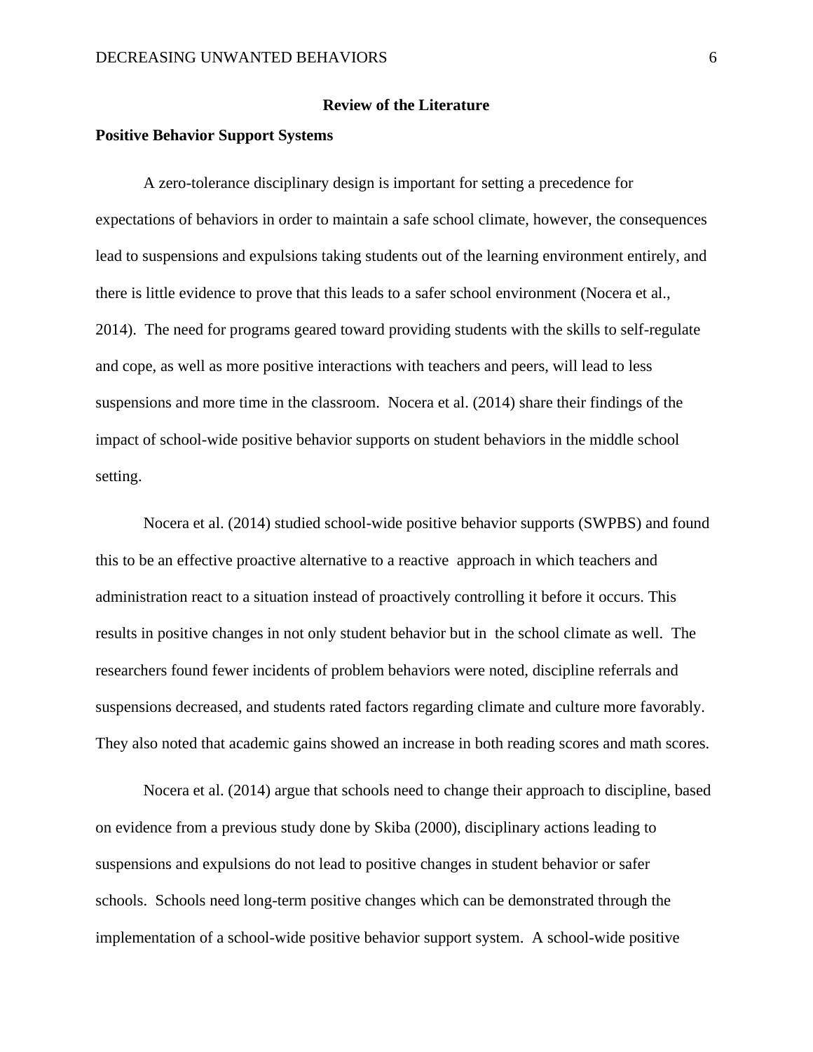## Review of the Literature

### Positive Behavior Support Systems

A zero-tolerance disciplinary design is important for setting a precedence for expectations of behaviors in order to maintain a safe school climate, however, the consequences lead to suspensions and expulsions taking students out of the learning environment entirely, and there is little evidence to prove that this leads to a safer school environment (Nocera et al., 2014). The need for programs geared toward providing students with the skills to self-regulate and cope, as well as more positive interactions with teachers and peers, will lead to less suspensions and more time in the classroom. Nocera et al. (2014) share their findings of the impact of school-wide positive behavior supports on student behaviors in the middle school setting.

Nocera et al. (2014) studied school-wide positive behavior supports (SWPBS) and found this to be an effective proactive alternative to a reactive approach in which teachers and administration react to a situation instead of proactively controlling it before it occurs. This results in positive changes in not only student behavior but in the school climate as well. The researchers found fewer incidents of problem behaviors were noted, discipline referrals and suspensions decreased, and students rated factors regarding climate and culture more favorably. They also noted that academic gains showed an increase in both reading scores and math scores.

Nocera et al. (2014) argue that schools need to change their approach to discipline, based on evidence from a previous study done by Skiba (2000), disciplinary actions leading to suspensions and expulsions do not lead to positive changes in student behavior or safer schools. Schools need long-term positive changes which can be demonstrated through the implementation of a school-wide positive behavior support system. A school-wide positive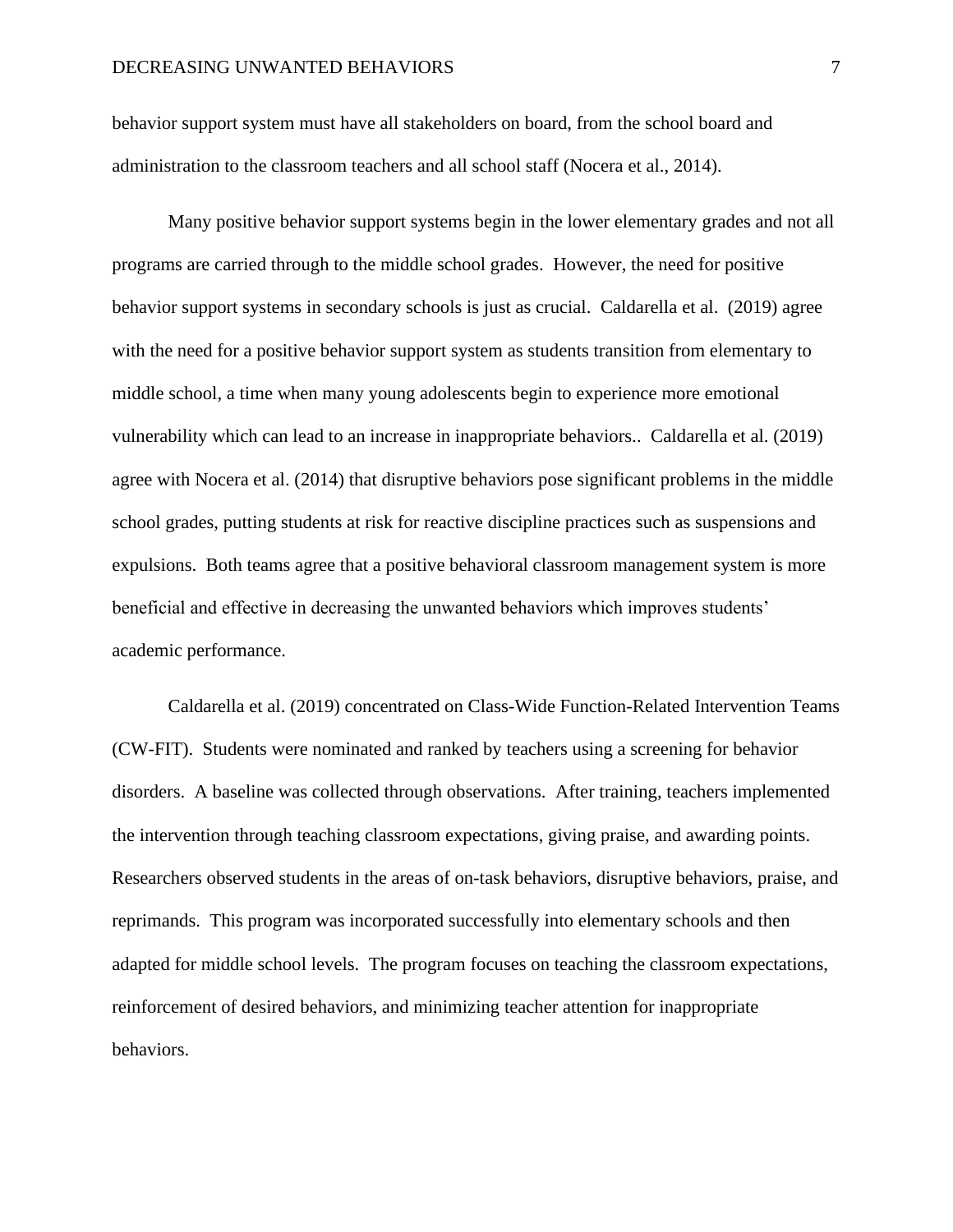behavior support system must have all stakeholders on board, from the school board and administration to the classroom teachers and all school staff (Nocera et al., 2014).

Many positive behavior support systems begin in the lower elementary grades and not all programs are carried through to the middle school grades. However, the need for positive behavior support systems in secondary schools is just as crucial. Caldarella et al. (2019) agree with the need for a positive behavior support system as students transition from elementary to middle school, a time when many young adolescents begin to experience more emotional vulnerability which can lead to an increase in inappropriate behaviors.. Caldarella et al. (2019) agree with Nocera et al. (2014) that disruptive behaviors pose significant problems in the middle school grades, putting students at risk for reactive discipline practices such as suspensions and expulsions. Both teams agree that a positive behavioral classroom management system is more beneficial and effective in decreasing the unwanted behaviors which improves students' academic performance.

Caldarella et al. (2019) concentrated on Class-Wide Function-Related Intervention Teams (CW-FIT). Students were nominated and ranked by teachers using a screening for behavior disorders. A baseline was collected through observations. After training, teachers implemented the intervention through teaching classroom expectations, giving praise, and awarding points. Researchers observed students in the areas of on-task behaviors, disruptive behaviors, praise, and reprimands. This program was incorporated successfully into elementary schools and then adapted for middle school levels. The program focuses on teaching the classroom expectations, reinforcement of desired behaviors, and minimizing teacher attention for inappropriate behaviors.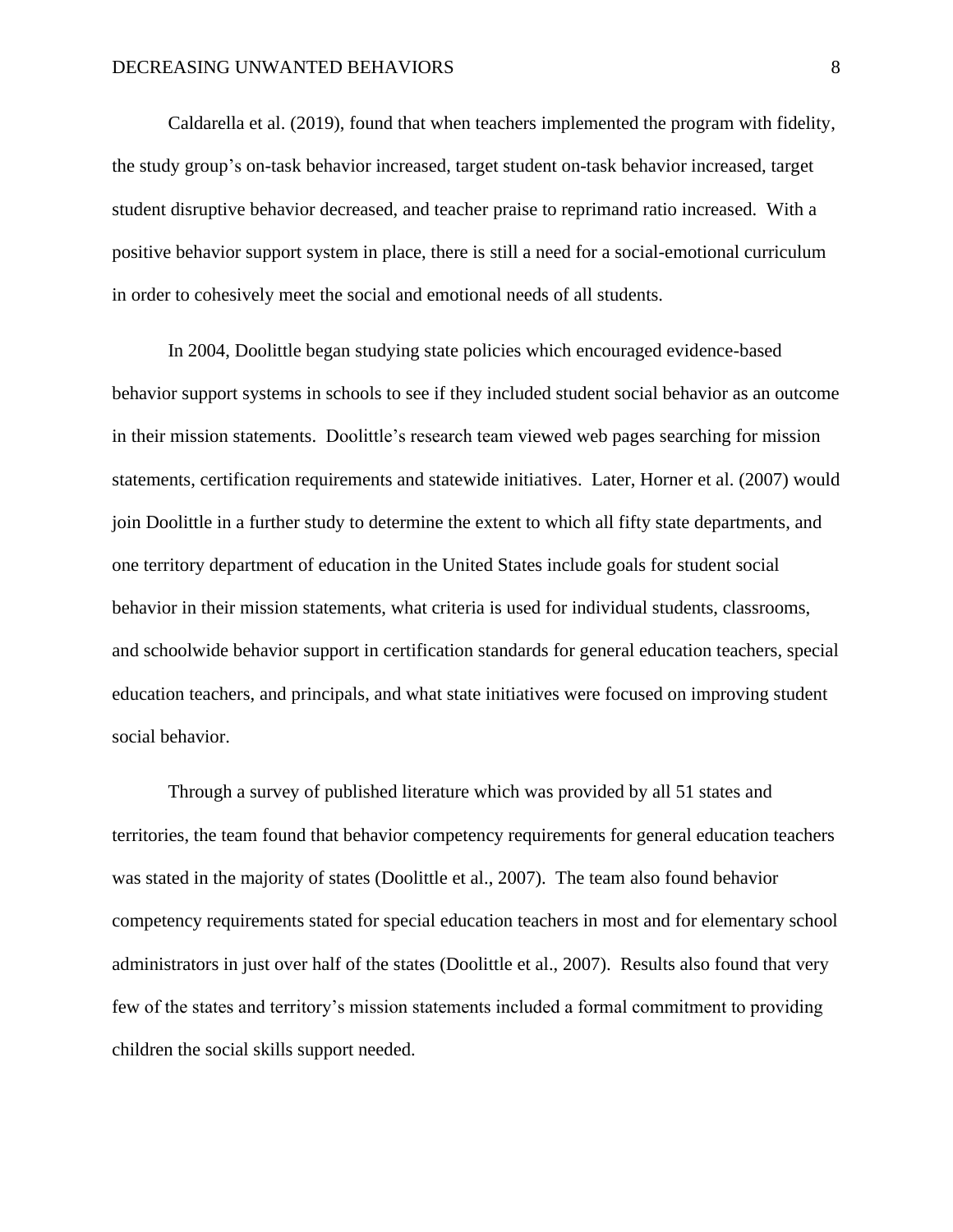Caldarella et al. (2019), found that when teachers implemented the program with fidelity, the study group's on-task behavior increased, target student on-task behavior increased, target student disruptive behavior decreased, and teacher praise to reprimand ratio increased. With a positive behavior support system in place, there is still a need for a social-emotional curriculum in order to cohesively meet the social and emotional needs of all students.

In 2004, Doolittle began studying state policies which encouraged evidence-based behavior support systems in schools to see if they included student social behavior as an outcome in their mission statements. Doolittle's research team viewed web pages searching for mission statements, certification requirements and statewide initiatives. Later, Horner et al. (2007) would join Doolittle in a further study to determine the extent to which all fifty state departments, and one territory department of education in the United States include goals for student social behavior in their mission statements, what criteria is used for individual students, classrooms, and schoolwide behavior support in certification standards for general education teachers, special education teachers, and principals, and what state initiatives were focused on improving student social behavior.

Through a survey of published literature which was provided by all 51 states and territories, the team found that behavior competency requirements for general education teachers was stated in the majority of states (Doolittle et al., 2007). The team also found behavior competency requirements stated for special education teachers in most and for elementary school administrators in just over half of the states (Doolittle et al., 2007). Results also found that very few of the states and territory's mission statements included a formal commitment to providing children the social skills support needed.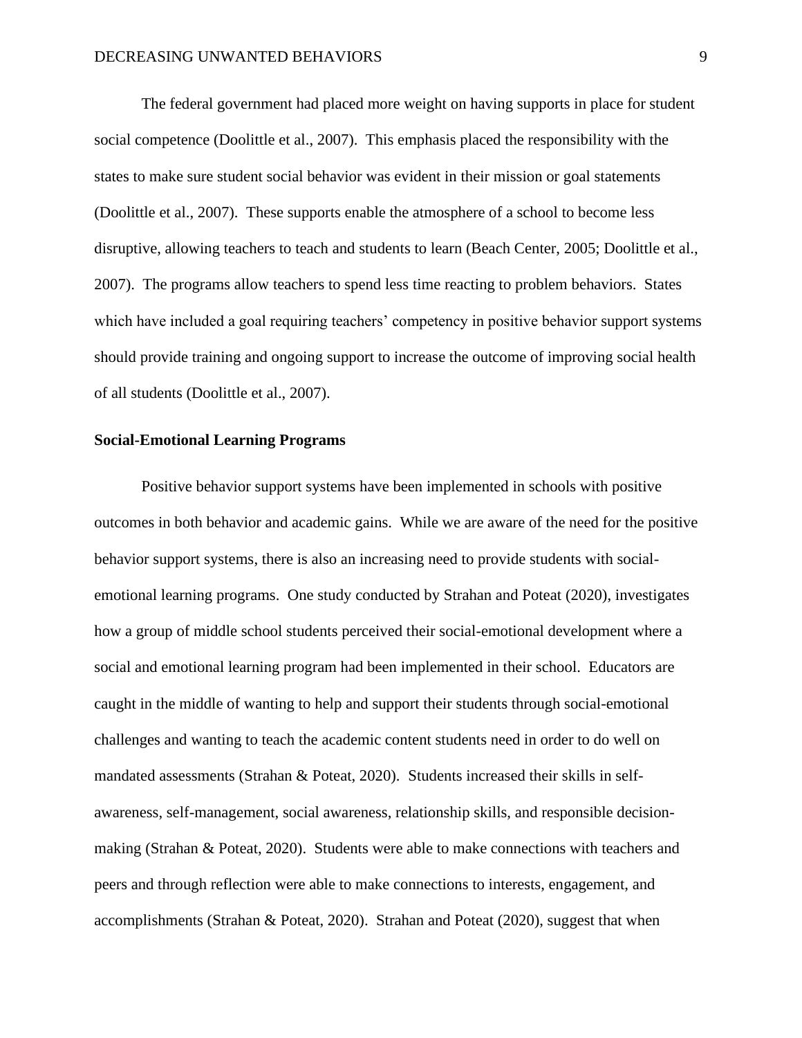The federal government had placed more weight on having supports in place for student social competence (Doolittle et al., 2007). This emphasis placed the responsibility with the states to make sure student social behavior was evident in their mission or goal statements (Doolittle et al., 2007). These supports enable the atmosphere of a school to become less disruptive, allowing teachers to teach and students to learn (Beach Center, 2005; Doolittle et al., 2007). The programs allow teachers to spend less time reacting to problem behaviors. States which have included a goal requiring teachers' competency in positive behavior support systems should provide training and ongoing support to increase the outcome of improving social health of all students (Doolittle et al., 2007).

**Social-Emotional Learning Programs**

Positive behavior support systems have been implemented in schools with positive outcomes in both behavior and academic gains. While we are aware of the need for the positive behavior support systems, there is also an increasing need to provide students with social-emotional learning programs. One study conducted by Strahan and Poteat (2020), investigates how a group of middle school students perceived their social-emotional development where a social and emotional learning program had been implemented in their school. Educators are caught in the middle of wanting to help and support their students through social-emotional challenges and wanting to teach the academic content students need in order to do well on mandated assessments (Strahan & Poteat, 2020). Students increased their skills in self-awareness, self-management, social awareness, relationship skills, and responsible decision-making (Strahan & Poteat, 2020). Students were able to make connections with teachers and peers and through reflection were able to make connections to interests, engagement, and accomplishments (Strahan & Poteat, 2020). Strahan and Poteat (2020), suggest that when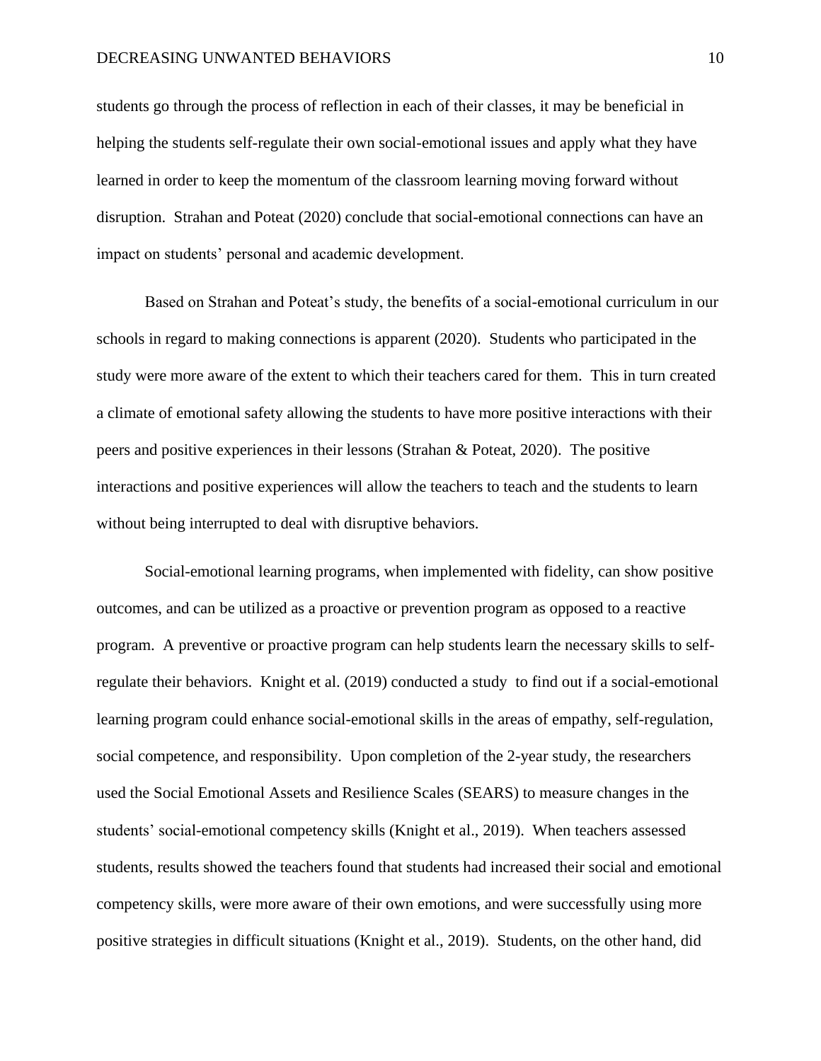students go through the process of reflection in each of their classes, it may be beneficial in helping the students self-regulate their own social-emotional issues and apply what they have learned in order to keep the momentum of the classroom learning moving forward without disruption. Strahan and Poteat (2020) conclude that social-emotional connections can have an impact on students' personal and academic development.

Based on Strahan and Poteat's study, the benefits of a social-emotional curriculum in our schools in regard to making connections is apparent (2020). Students who participated in the study were more aware of the extent to which their teachers cared for them. This in turn created a climate of emotional safety allowing the students to have more positive interactions with their peers and positive experiences in their lessons (Strahan & Poteat, 2020). The positive interactions and positive experiences will allow the teachers to teach and the students to learn without being interrupted to deal with disruptive behaviors.

Social-emotional learning programs, when implemented with fidelity, can show positive outcomes, and can be utilized as a proactive or prevention program as opposed to a reactive program. A preventive or proactive program can help students learn the necessary skills to self-regulate their behaviors. Knight et al. (2019) conducted a study to find out if a social-emotional learning program could enhance social-emotional skills in the areas of empathy, self-regulation, social competence, and responsibility. Upon completion of the 2-year study, the researchers used the Social Emotional Assets and Resilience Scales (SEARS) to measure changes in the students' social-emotional competency skills (Knight et al., 2019). When teachers assessed students, results showed the teachers found that students had increased their social and emotional competency skills, were more aware of their own emotions, and were successfully using more positive strategies in difficult situations (Knight et al., 2019). Students, on the other hand, did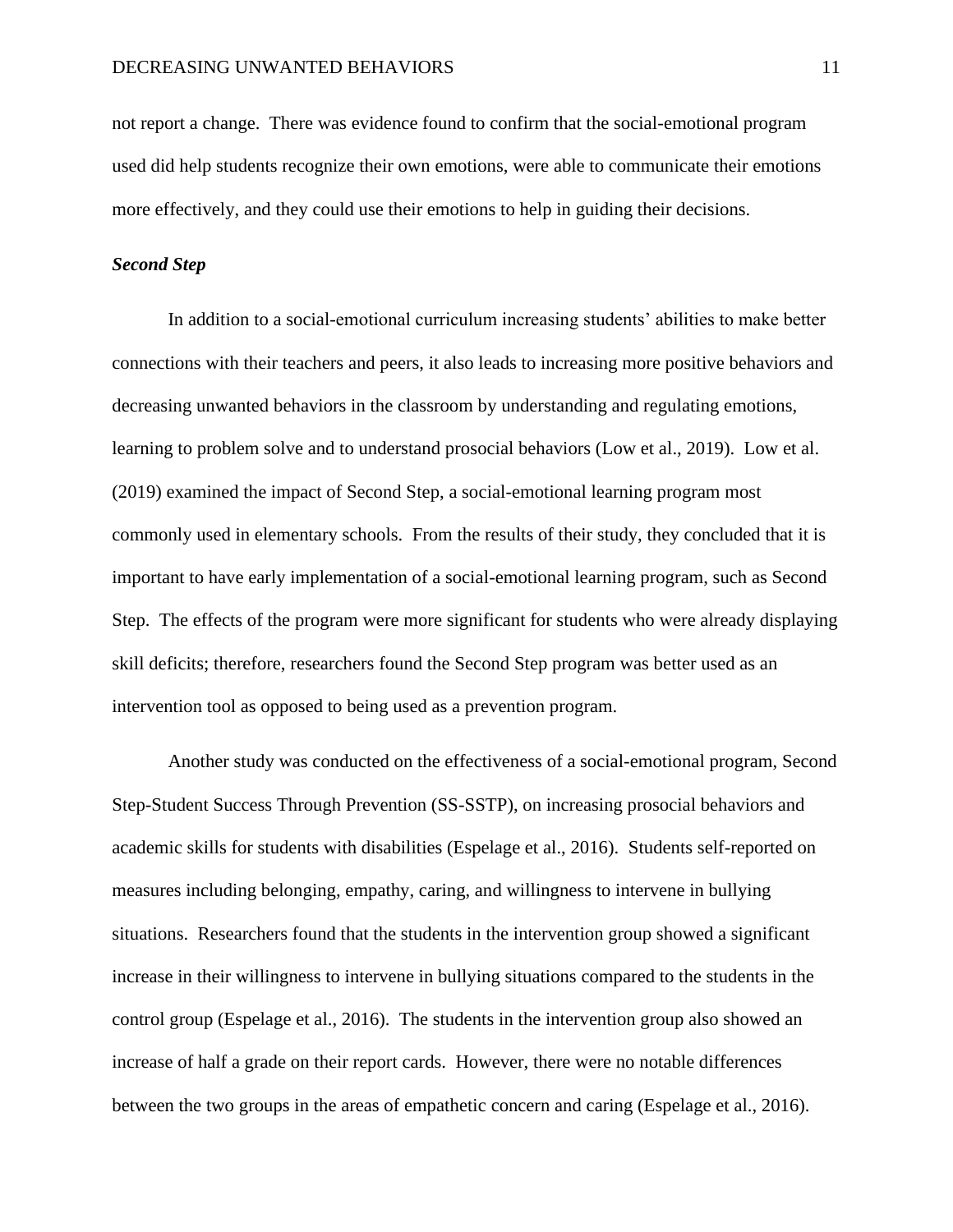not report a change. There was evidence found to confirm that the social-emotional program used did help students recognize their own emotions, were able to communicate their emotions more effectively, and they could use their emotions to help in guiding their decisions.

### ***Second Step***

In addition to a social-emotional curriculum increasing students' abilities to make better connections with their teachers and peers, it also leads to increasing more positive behaviors and decreasing unwanted behaviors in the classroom by understanding and regulating emotions, learning to problem solve and to understand prosocial behaviors (Low et al., 2019). Low et al. (2019) examined the impact of Second Step, a social-emotional learning program most commonly used in elementary schools. From the results of their study, they concluded that it is important to have early implementation of a social-emotional learning program, such as Second Step. The effects of the program were more significant for students who were already displaying skill deficits; therefore, researchers found the Second Step program was better used as an intervention tool as opposed to being used as a prevention program.

Another study was conducted on the effectiveness of a social-emotional program, Second Step-Student Success Through Prevention (SS-SSTP), on increasing prosocial behaviors and academic skills for students with disabilities (Espelage et al., 2016). Students self-reported on measures including belonging, empathy, caring, and willingness to intervene in bullying situations. Researchers found that the students in the intervention group showed a significant increase in their willingness to intervene in bullying situations compared to the students in the control group (Espelage et al., 2016). The students in the intervention group also showed an increase of half a grade on their report cards. However, there were no notable differences between the two groups in the areas of empathetic concern and caring (Espelage et al., 2016).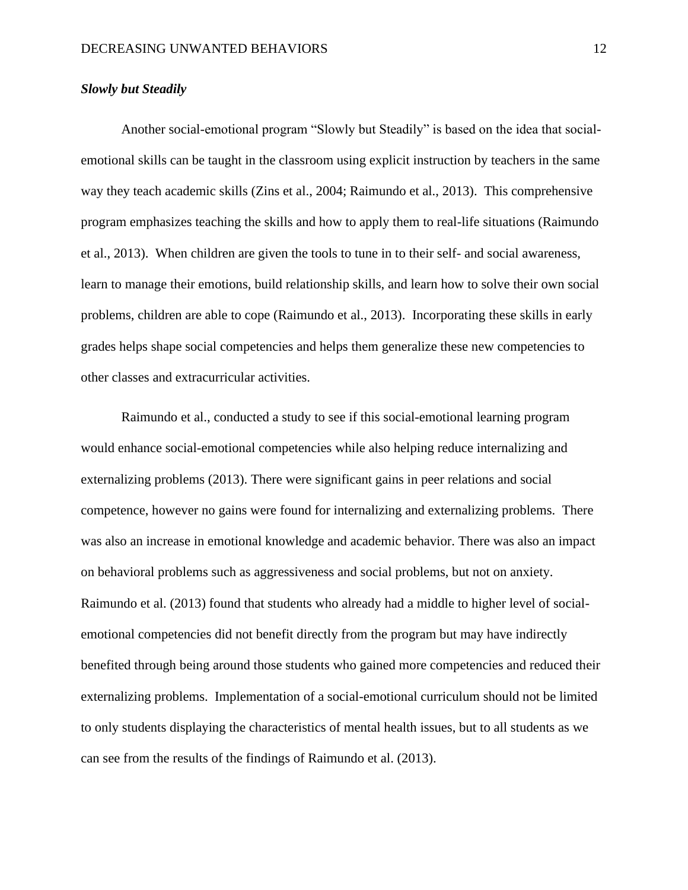### ***Slowly but Steadily***

Another social-emotional program “Slowly but Steadily” is based on the idea that social-emotional skills can be taught in the classroom using explicit instruction by teachers in the same way they teach academic skills (Zins et al., 2004; Raimundo et al., 2013). This comprehensive program emphasizes teaching the skills and how to apply them to real-life situations (Raimundo et al., 2013). When children are given the tools to tune in to their self- and social awareness, learn to manage their emotions, build relationship skills, and learn how to solve their own social problems, children are able to cope (Raimundo et al., 2013). Incorporating these skills in early grades helps shape social competencies and helps them generalize these new competencies to other classes and extracurricular activities.

Raimundo et al., conducted a study to see if this social-emotional learning program would enhance social-emotional competencies while also helping reduce internalizing and externalizing problems (2013). There were significant gains in peer relations and social competence, however no gains were found for internalizing and externalizing problems. There was also an increase in emotional knowledge and academic behavior. There was also an impact on behavioral problems such as aggressiveness and social problems, but not on anxiety. Raimundo et al. (2013) found that students who already had a middle to higher level of social-emotional competencies did not benefit directly from the program but may have indirectly benefited through being around those students who gained more competencies and reduced their externalizing problems. Implementation of a social-emotional curriculum should not be limited to only students displaying the characteristics of mental health issues, but to all students as we can see from the results of the findings of Raimundo et al. (2013).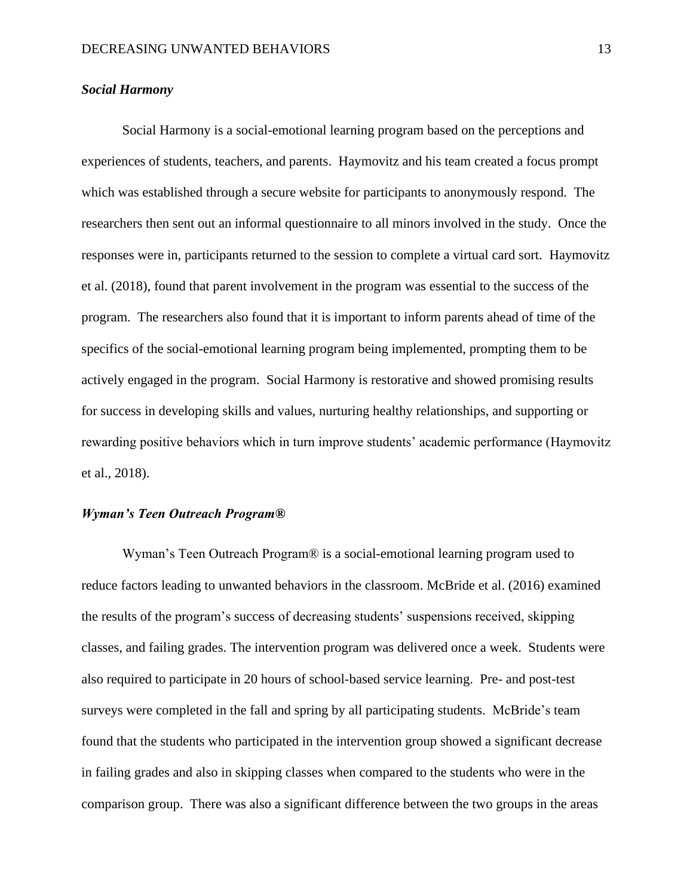***Social Harmony***

Social Harmony is a social-emotional learning program based on the perceptions and experiences of students, teachers, and parents. Haymovitz and his team created a focus prompt which was established through a secure website for participants to anonymously respond. The researchers then sent out an informal questionnaire to all minors involved in the study. Once the responses were in, participants returned to the session to complete a virtual card sort. Haymovitz et al. (2018), found that parent involvement in the program was essential to the success of the program. The researchers also found that it is important to inform parents ahead of time of the specifics of the social-emotional learning program being implemented, prompting them to be actively engaged in the program. Social Harmony is restorative and showed promising results for success in developing skills and values, nurturing healthy relationships, and supporting or rewarding positive behaviors which in turn improve students' academic performance (Haymovitz et al., 2018).

***Wyman's Teen Outreach Program®***

Wyman's Teen Outreach Program® is a social-emotional learning program used to reduce factors leading to unwanted behaviors in the classroom. McBride et al. (2016) examined the results of the program's success of decreasing students' suspensions received, skipping classes, and failing grades. The intervention program was delivered once a week. Students were also required to participate in 20 hours of school-based service learning. Pre- and post-test surveys were completed in the fall and spring by all participating students. McBride's team found that the students who participated in the intervention group showed a significant decrease in failing grades and also in skipping classes when compared to the students who were in the comparison group. There was also a significant difference between the two groups in the areas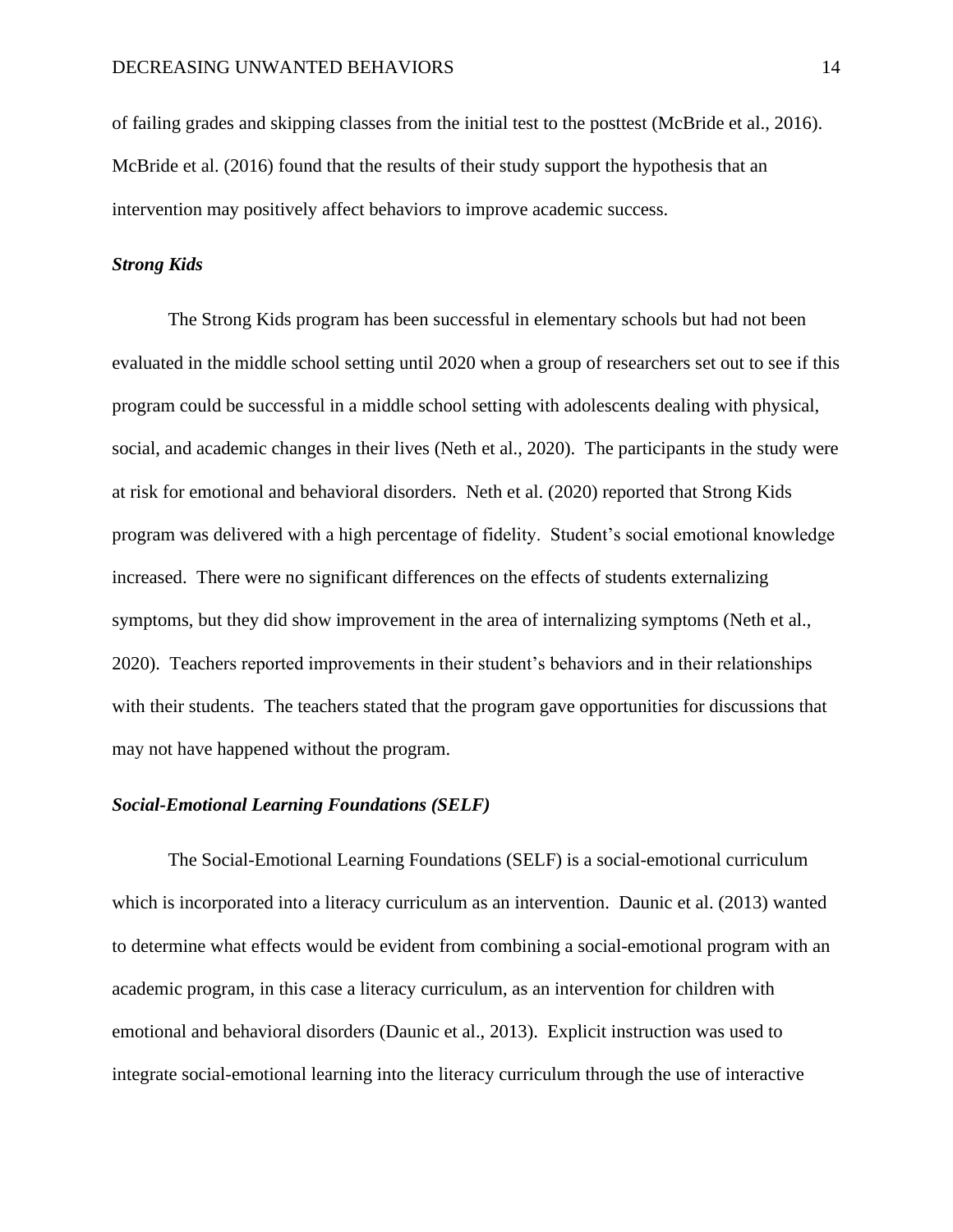of failing grades and skipping classes from the initial test to the posttest (McBride et al., 2016). McBride et al. (2016) found that the results of their study support the hypothesis that an intervention may positively affect behaviors to improve academic success.

### *Strong Kids*

The Strong Kids program has been successful in elementary schools but had not been evaluated in the middle school setting until 2020 when a group of researchers set out to see if this program could be successful in a middle school setting with adolescents dealing with physical, social, and academic changes in their lives (Neth et al., 2020). The participants in the study were at risk for emotional and behavioral disorders. Neth et al. (2020) reported that Strong Kids program was delivered with a high percentage of fidelity. Student's social emotional knowledge increased. There were no significant differences on the effects of students externalizing symptoms, but they did show improvement in the area of internalizing symptoms (Neth et al., 2020). Teachers reported improvements in their student's behaviors and in their relationships with their students. The teachers stated that the program gave opportunities for discussions that may not have happened without the program.

### *Social-Emotional Learning Foundations (SELF)*

The Social-Emotional Learning Foundations (SELF) is a social-emotional curriculum which is incorporated into a literacy curriculum as an intervention. Daunic et al. (2013) wanted to determine what effects would be evident from combining a social-emotional program with an academic program, in this case a literacy curriculum, as an intervention for children with emotional and behavioral disorders (Daunic et al., 2013). Explicit instruction was used to integrate social-emotional learning into the literacy curriculum through the use of interactive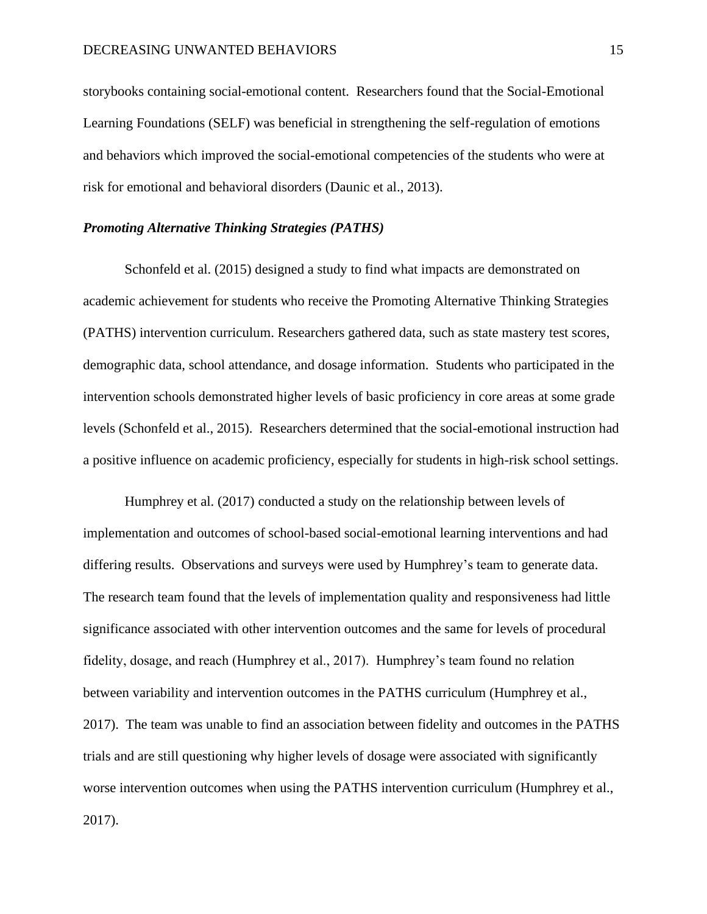storybooks containing social-emotional content. Researchers found that the Social-Emotional Learning Foundations (SELF) was beneficial in strengthening the self-regulation of emotions and behaviors which improved the social-emotional competencies of the students who were at risk for emotional and behavioral disorders (Daunic et al., 2013).

### *Promoting Alternative Thinking Strategies (PATHS)*

Schonfeld et al. (2015) designed a study to find what impacts are demonstrated on academic achievement for students who receive the Promoting Alternative Thinking Strategies (PATHS) intervention curriculum. Researchers gathered data, such as state mastery test scores, demographic data, school attendance, and dosage information. Students who participated in the intervention schools demonstrated higher levels of basic proficiency in core areas at some grade levels (Schonfeld et al., 2015). Researchers determined that the social-emotional instruction had a positive influence on academic proficiency, especially for students in high-risk school settings.

Humphrey et al. (2017) conducted a study on the relationship between levels of implementation and outcomes of school-based social-emotional learning interventions and had differing results. Observations and surveys were used by Humphrey's team to generate data. The research team found that the levels of implementation quality and responsiveness had little significance associated with other intervention outcomes and the same for levels of procedural fidelity, dosage, and reach (Humphrey et al., 2017). Humphrey's team found no relation between variability and intervention outcomes in the PATHS curriculum (Humphrey et al., 2017). The team was unable to find an association between fidelity and outcomes in the PATHS trials and are still questioning why higher levels of dosage were associated with significantly worse intervention outcomes when using the PATHS intervention curriculum (Humphrey et al., 2017).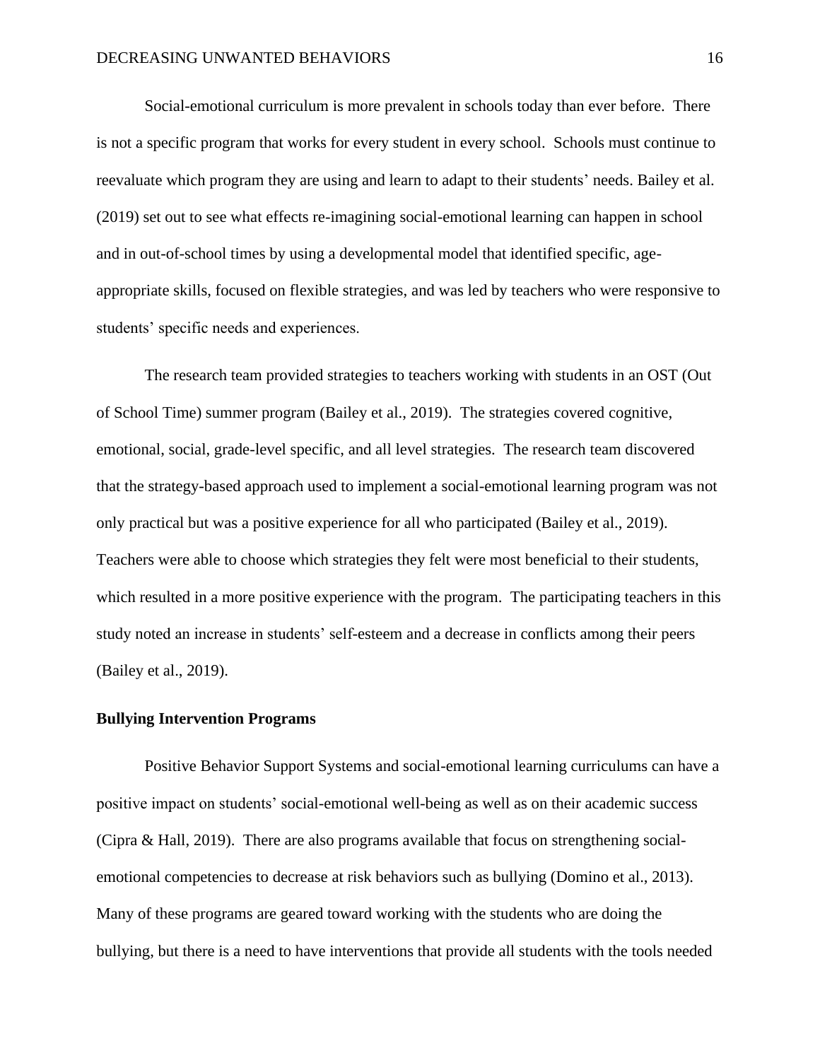Social-emotional curriculum is more prevalent in schools today than ever before. There is not a specific program that works for every student in every school. Schools must continue to reevaluate which program they are using and learn to adapt to their students' needs. Bailey et al. (2019) set out to see what effects re-imagining social-emotional learning can happen in school and in out-of-school times by using a developmental model that identified specific, age-appropriate skills, focused on flexible strategies, and was led by teachers who were responsive to students' specific needs and experiences.

The research team provided strategies to teachers working with students in an OST (Out of School Time) summer program (Bailey et al., 2019). The strategies covered cognitive, emotional, social, grade-level specific, and all level strategies. The research team discovered that the strategy-based approach used to implement a social-emotional learning program was not only practical but was a positive experience for all who participated (Bailey et al., 2019). Teachers were able to choose which strategies they felt were most beneficial to their students, which resulted in a more positive experience with the program. The participating teachers in this study noted an increase in students' self-esteem and a decrease in conflicts among their peers (Bailey et al., 2019).

**Bullying Intervention Programs**

Positive Behavior Support Systems and social-emotional learning curriculums can have a positive impact on students' social-emotional well-being as well as on their academic success (Cipra & Hall, 2019). There are also programs available that focus on strengthening social-emotional competencies to decrease at risk behaviors such as bullying (Domino et al., 2013). Many of these programs are geared toward working with the students who are doing the bullying, but there is a need to have interventions that provide all students with the tools needed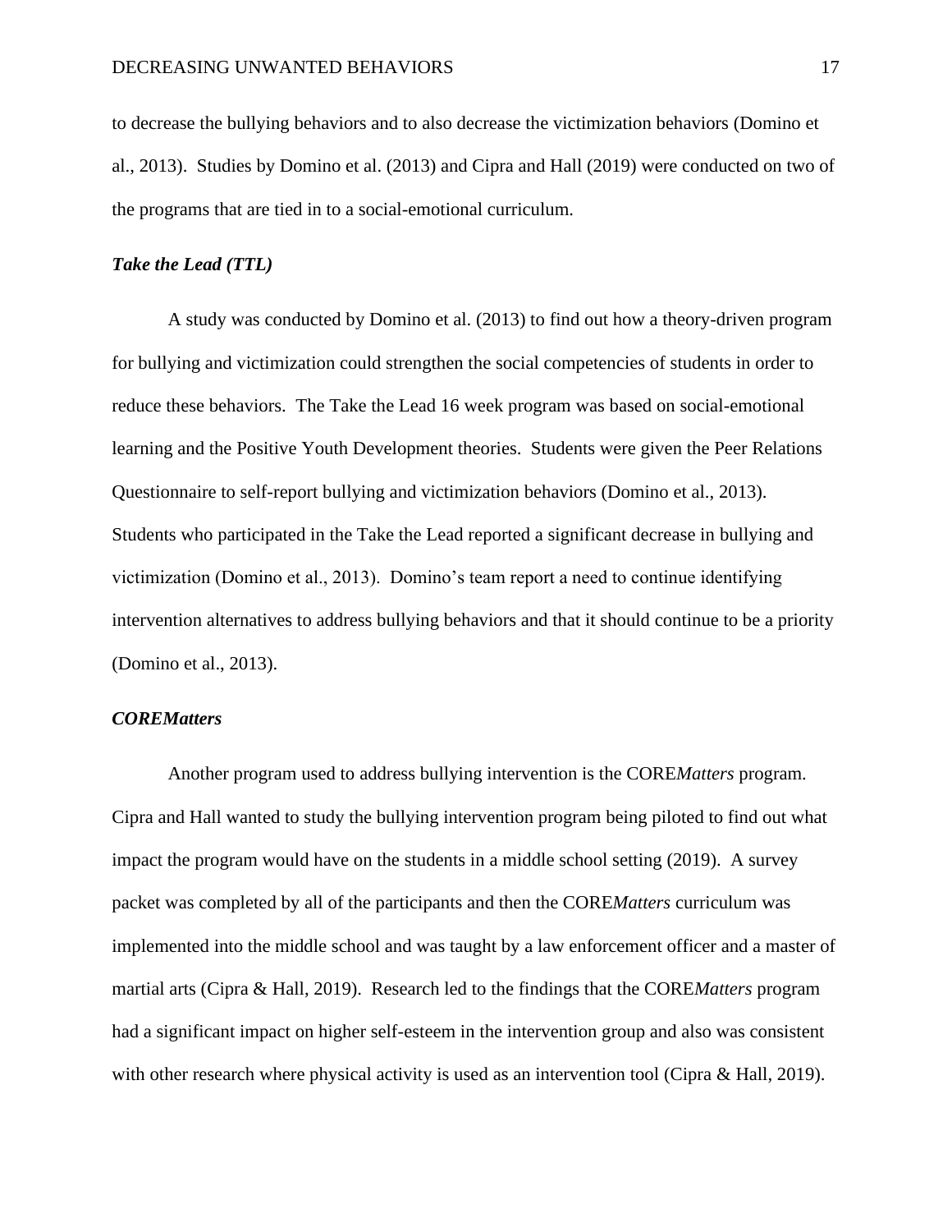to decrease the bullying behaviors and to also decrease the victimization behaviors (Domino et al., 2013). Studies by Domino et al. (2013) and Cipra and Hall (2019) were conducted on two of the programs that are tied in to a social-emotional curriculum.

### *Take the Lead (TTL)*

A study was conducted by Domino et al. (2013) to find out how a theory-driven program for bullying and victimization could strengthen the social competencies of students in order to reduce these behaviors. The Take the Lead 16 week program was based on social-emotional learning and the Positive Youth Development theories. Students were given the Peer Relations Questionnaire to self-report bullying and victimization behaviors (Domino et al., 2013). Students who participated in the Take the Lead reported a significant decrease in bullying and victimization (Domino et al., 2013). Domino's team report a need to continue identifying intervention alternatives to address bullying behaviors and that it should continue to be a priority (Domino et al., 2013).

### *COREMatters*

Another program used to address bullying intervention is the CORE*Matters* program. Cipra and Hall wanted to study the bullying intervention program being piloted to find out what impact the program would have on the students in a middle school setting (2019). A survey packet was completed by all of the participants and then the CORE*Matters* curriculum was implemented into the middle school and was taught by a law enforcement officer and a master of martial arts (Cipra & Hall, 2019). Research led to the findings that the CORE*Matters* program had a significant impact on higher self-esteem in the intervention group and also was consistent with other research where physical activity is used as an intervention tool (Cipra & Hall, 2019).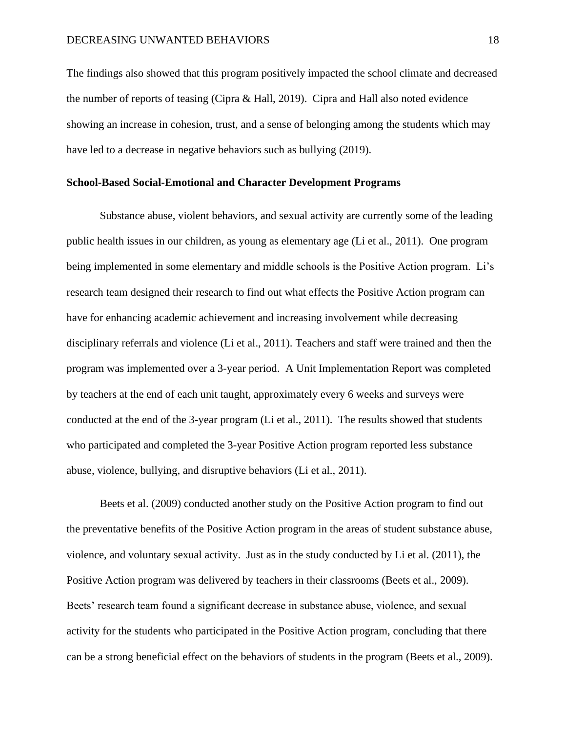The findings also showed that this program positively impacted the school climate and decreased the number of reports of teasing (Cipra & Hall, 2019). Cipra and Hall also noted evidence showing an increase in cohesion, trust, and a sense of belonging among the students which may have led to a decrease in negative behaviors such as bullying (2019).

### School-Based Social-Emotional and Character Development Programs

Substance abuse, violent behaviors, and sexual activity are currently some of the leading public health issues in our children, as young as elementary age (Li et al., 2011). One program being implemented in some elementary and middle schools is the Positive Action program. Li's research team designed their research to find out what effects the Positive Action program can have for enhancing academic achievement and increasing involvement while decreasing disciplinary referrals and violence (Li et al., 2011). Teachers and staff were trained and then the program was implemented over a 3-year period. A Unit Implementation Report was completed by teachers at the end of each unit taught, approximately every 6 weeks and surveys were conducted at the end of the 3-year program (Li et al., 2011). The results showed that students who participated and completed the 3-year Positive Action program reported less substance abuse, violence, bullying, and disruptive behaviors (Li et al., 2011).

Beets et al. (2009) conducted another study on the Positive Action program to find out the preventative benefits of the Positive Action program in the areas of student substance abuse, violence, and voluntary sexual activity. Just as in the study conducted by Li et al. (2011), the Positive Action program was delivered by teachers in their classrooms (Beets et al., 2009). Beets' research team found a significant decrease in substance abuse, violence, and sexual activity for the students who participated in the Positive Action program, concluding that there can be a strong beneficial effect on the behaviors of students in the program (Beets et al., 2009).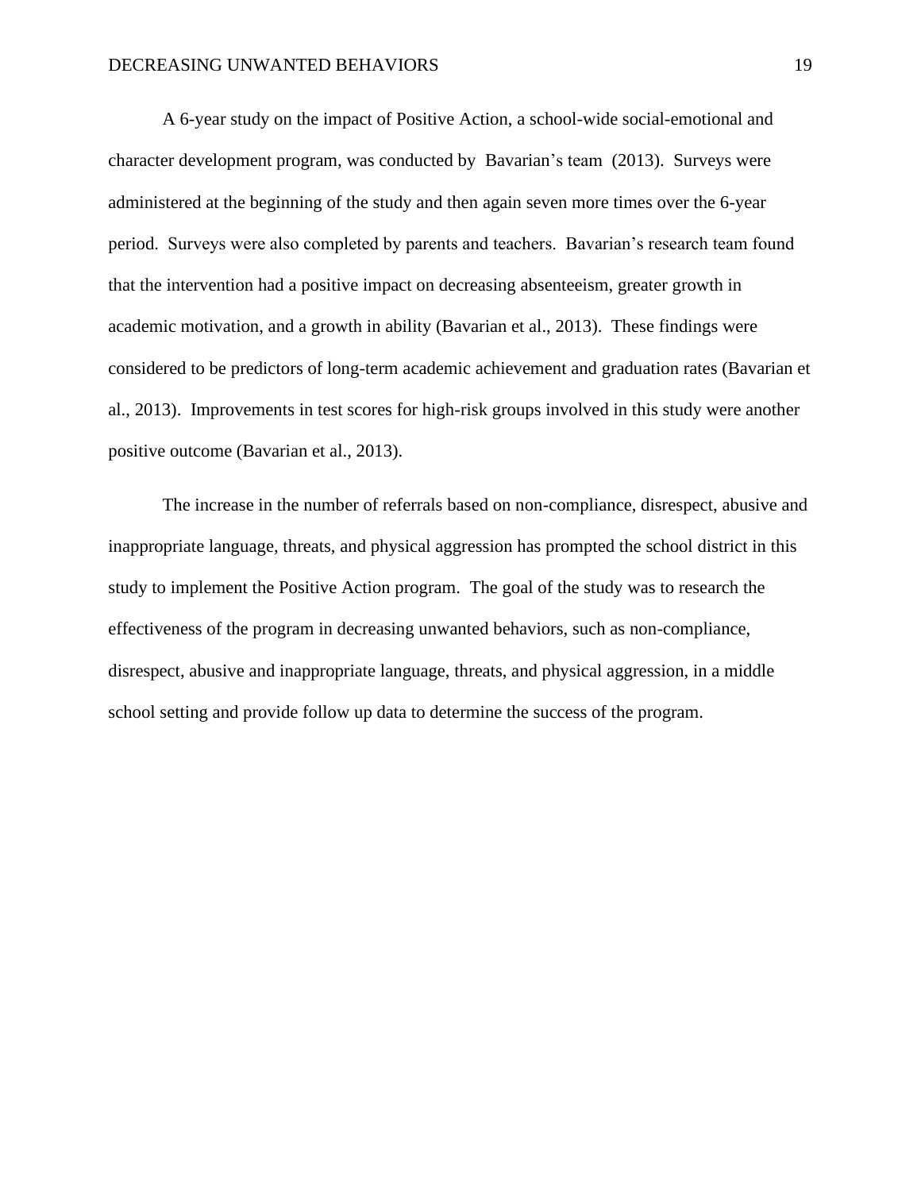A 6-year study on the impact of Positive Action, a school-wide social-emotional and character development program, was conducted by Bavarian's team (2013). Surveys were administered at the beginning of the study and then again seven more times over the 6-year period. Surveys were also completed by parents and teachers. Bavarian's research team found that the intervention had a positive impact on decreasing absenteeism, greater growth in academic motivation, and a growth in ability (Bavarian et al., 2013). These findings were considered to be predictors of long-term academic achievement and graduation rates (Bavarian et al., 2013). Improvements in test scores for high-risk groups involved in this study were another positive outcome (Bavarian et al., 2013).

The increase in the number of referrals based on non-compliance, disrespect, abusive and inappropriate language, threats, and physical aggression has prompted the school district in this study to implement the Positive Action program. The goal of the study was to research the effectiveness of the program in decreasing unwanted behaviors, such as non-compliance, disrespect, abusive and inappropriate language, threats, and physical aggression, in a middle school setting and provide follow up data to determine the success of the program.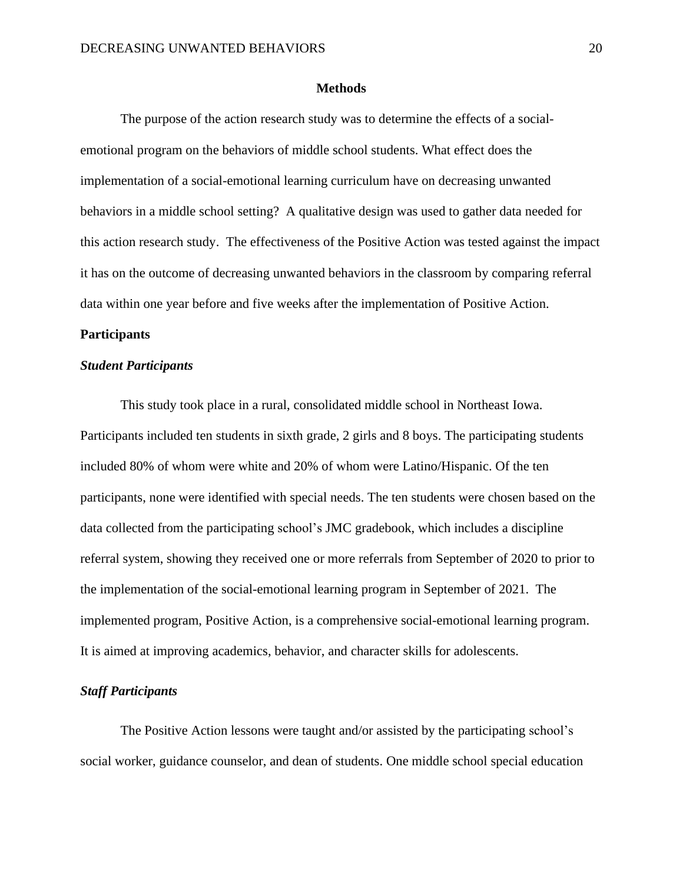## Methods

The purpose of the action research study was to determine the effects of a social-emotional program on the behaviors of middle school students. What effect does the implementation of a social-emotional learning curriculum have on decreasing unwanted behaviors in a middle school setting? A qualitative design was used to gather data needed for this action research study. The effectiveness of the Positive Action was tested against the impact it has on the outcome of decreasing unwanted behaviors in the classroom by comparing referral data within one year before and five weeks after the implementation of Positive Action.

### Participants

#### *Student Participants*

This study took place in a rural, consolidated middle school in Northeast Iowa. Participants included ten students in sixth grade, 2 girls and 8 boys. The participating students included 80% of whom were white and 20% of whom were Latino/Hispanic. Of the ten participants, none were identified with special needs. The ten students were chosen based on the data collected from the participating school's JMC gradebook, which includes a discipline referral system, showing they received one or more referrals from September of 2020 to prior to the implementation of the social-emotional learning program in September of 2021. The implemented program, Positive Action, is a comprehensive social-emotional learning program. It is aimed at improving academics, behavior, and character skills for adolescents.

#### *Staff Participants*

The Positive Action lessons were taught and/or assisted by the participating school's social worker, guidance counselor, and dean of students. One middle school special education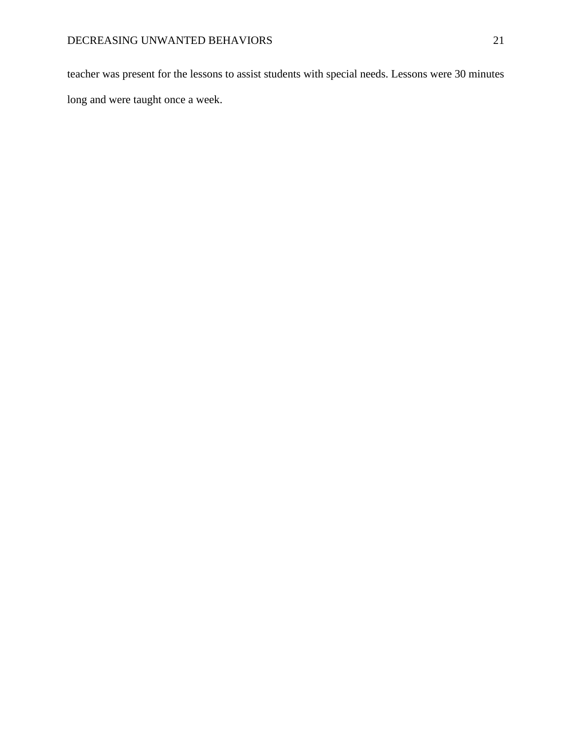teacher was present for the lessons to assist students with special needs. Lessons were 30 minutes long and were taught once a week.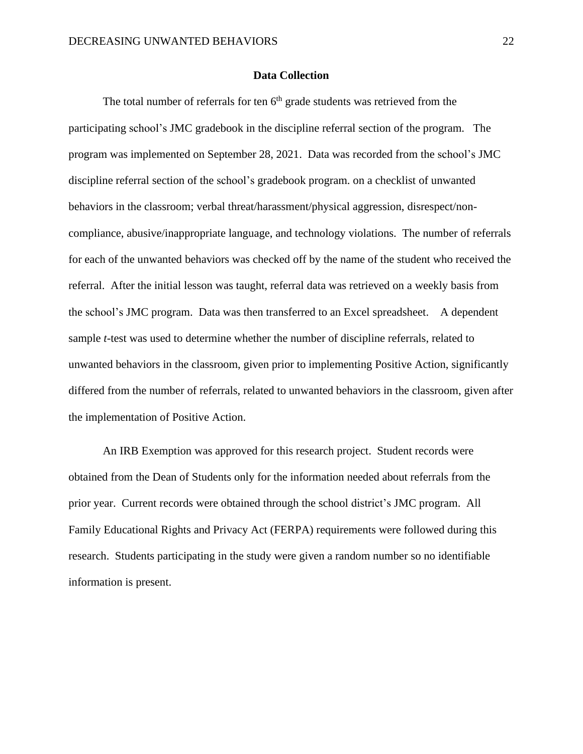## Data Collection

The total number of referrals for ten 6th grade students was retrieved from the participating school's JMC gradebook in the discipline referral section of the program. The program was implemented on September 28, 2021. Data was recorded from the school's JMC discipline referral section of the school's gradebook program. on a checklist of unwanted behaviors in the classroom; verbal threat/harassment/physical aggression, disrespect/non-compliance, abusive/inappropriate language, and technology violations. The number of referrals for each of the unwanted behaviors was checked off by the name of the student who received the referral. After the initial lesson was taught, referral data was retrieved on a weekly basis from the school's JMC program. Data was then transferred to an Excel spreadsheet. A dependent sample *t*-test was used to determine whether the number of discipline referrals, related to unwanted behaviors in the classroom, given prior to implementing Positive Action, significantly differed from the number of referrals, related to unwanted behaviors in the classroom, given after the implementation of Positive Action.

An IRB Exemption was approved for this research project. Student records were obtained from the Dean of Students only for the information needed about referrals from the prior year. Current records were obtained through the school district's JMC program. All Family Educational Rights and Privacy Act (FERPA) requirements were followed during this research. Students participating in the study were given a random number so no identifiable information is present.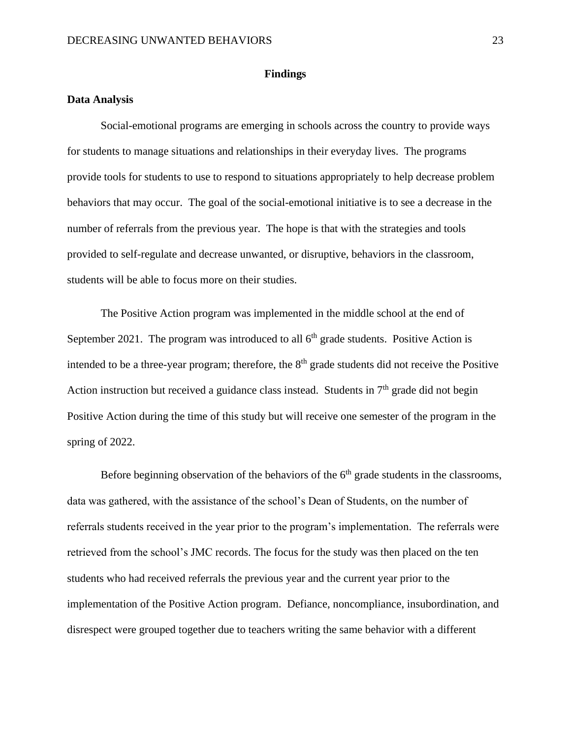## Findings

### Data Analysis

Social-emotional programs are emerging in schools across the country to provide ways for students to manage situations and relationships in their everyday lives. The programs provide tools for students to use to respond to situations appropriately to help decrease problem behaviors that may occur. The goal of the social-emotional initiative is to see a decrease in the number of referrals from the previous year. The hope is that with the strategies and tools provided to self-regulate and decrease unwanted, or disruptive, behaviors in the classroom, students will be able to focus more on their studies.

The Positive Action program was implemented in the middle school at the end of September 2021. The program was introduced to all 6th grade students. Positive Action is intended to be a three-year program; therefore, the 8th grade students did not receive the Positive Action instruction but received a guidance class instead. Students in 7th grade did not begin Positive Action during the time of this study but will receive one semester of the program in the spring of 2022.

Before beginning observation of the behaviors of the 6th grade students in the classrooms, data was gathered, with the assistance of the school's Dean of Students, on the number of referrals students received in the year prior to the program's implementation. The referrals were retrieved from the school's JMC records. The focus for the study was then placed on the ten students who had received referrals the previous year and the current year prior to the implementation of the Positive Action program. Defiance, noncompliance, insubordination, and disrespect were grouped together due to teachers writing the same behavior with a different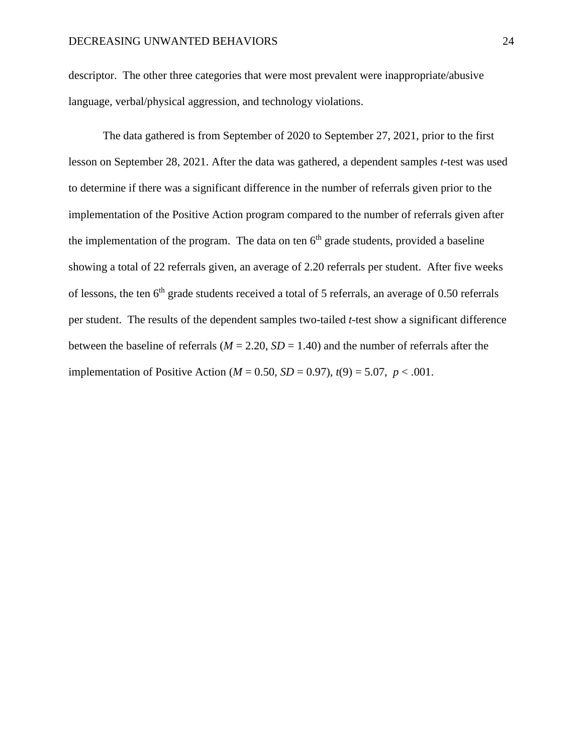descriptor. The other three categories that were most prevalent were inappropriate/abusive language, verbal/physical aggression, and technology violations.

The data gathered is from September of 2020 to September 27, 2021, prior to the first lesson on September 28, 2021. After the data was gathered, a dependent samples *t*-test was used to determine if there was a significant difference in the number of referrals given prior to the implementation of the Positive Action program compared to the number of referrals given after the implementation of the program. The data on ten 6th grade students, provided a baseline showing a total of 22 referrals given, an average of 2.20 referrals per student. After five weeks of lessons, the ten 6th grade students received a total of 5 referrals, an average of 0.50 referrals per student. The results of the dependent samples two-tailed *t*-test show a significant difference between the baseline of referrals ($M = 2.20$, $SD = 1.40$) and the number of referrals after the implementation of Positive Action ($M = 0.50$, $SD = 0.97$), $t(9) = 5.07$, $p < .001$.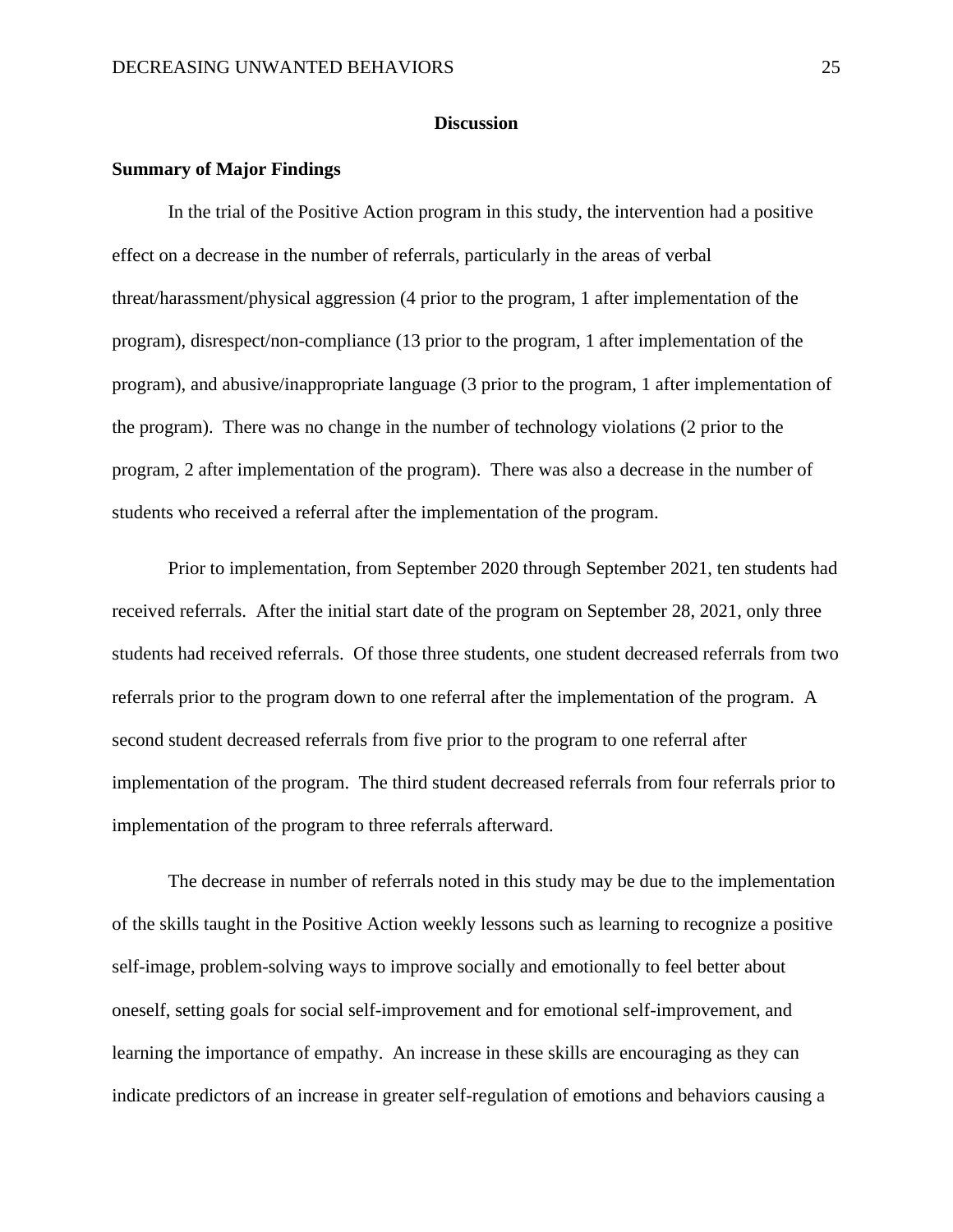# Discussion

## Summary of Major Findings

In the trial of the Positive Action program in this study, the intervention had a positive effect on a decrease in the number of referrals, particularly in the areas of verbal threat/harassment/physical aggression (4 prior to the program, 1 after implementation of the program), disrespect/non-compliance (13 prior to the program, 1 after implementation of the program), and abusive/inappropriate language (3 prior to the program, 1 after implementation of the program). There was no change in the number of technology violations (2 prior to the program, 2 after implementation of the program). There was also a decrease in the number of students who received a referral after the implementation of the program.

Prior to implementation, from September 2020 through September 2021, ten students had received referrals. After the initial start date of the program on September 28, 2021, only three students had received referrals. Of those three students, one student decreased referrals from two referrals prior to the program down to one referral after the implementation of the program. A second student decreased referrals from five prior to the program to one referral after implementation of the program. The third student decreased referrals from four referrals prior to implementation of the program to three referrals afterward.

The decrease in number of referrals noted in this study may be due to the implementation of the skills taught in the Positive Action weekly lessons such as learning to recognize a positive self-image, problem-solving ways to improve socially and emotionally to feel better about oneself, setting goals for social self-improvement and for emotional self-improvement, and learning the importance of empathy. An increase in these skills are encouraging as they can indicate predictors of an increase in greater self-regulation of emotions and behaviors causing a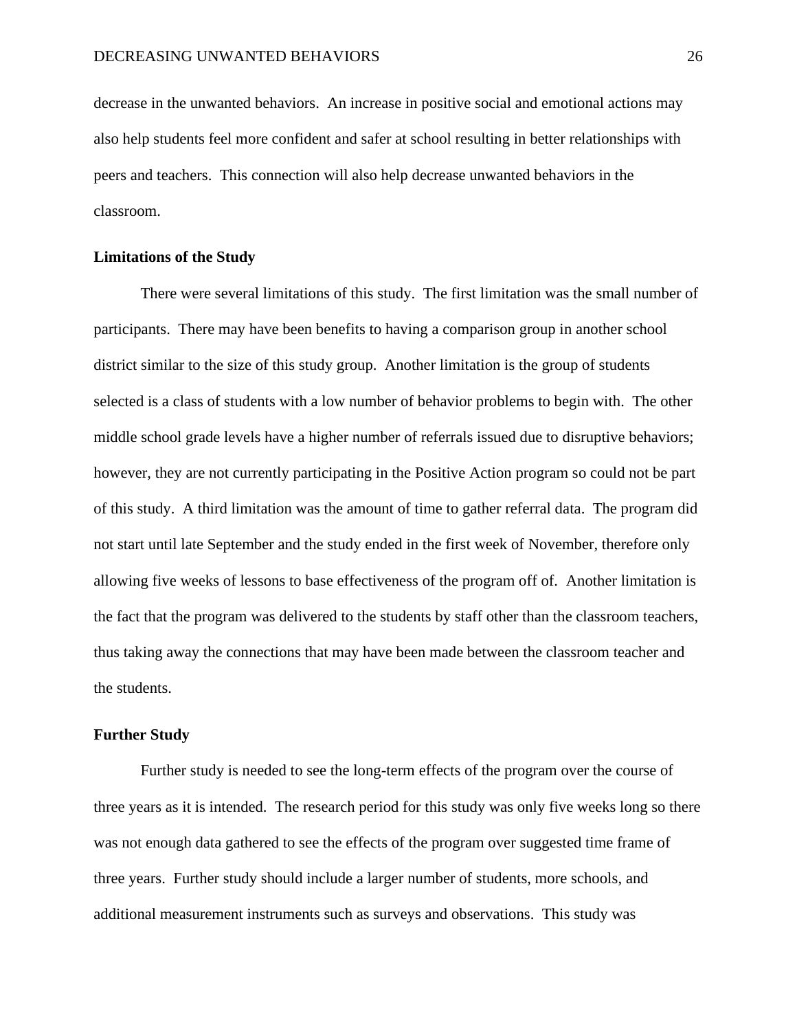decrease in the unwanted behaviors. An increase in positive social and emotional actions may also help students feel more confident and safer at school resulting in better relationships with peers and teachers. This connection will also help decrease unwanted behaviors in the classroom.

## Limitations of the Study

There were several limitations of this study. The first limitation was the small number of participants. There may have been benefits to having a comparison group in another school district similar to the size of this study group. Another limitation is the group of students selected is a class of students with a low number of behavior problems to begin with. The other middle school grade levels have a higher number of referrals issued due to disruptive behaviors; however, they are not currently participating in the Positive Action program so could not be part of this study. A third limitation was the amount of time to gather referral data. The program did not start until late September and the study ended in the first week of November, therefore only allowing five weeks of lessons to base effectiveness of the program off of. Another limitation is the fact that the program was delivered to the students by staff other than the classroom teachers, thus taking away the connections that may have been made between the classroom teacher and the students.

## Further Study

Further study is needed to see the long-term effects of the program over the course of three years as it is intended. The research period for this study was only five weeks long so there was not enough data gathered to see the effects of the program over suggested time frame of three years. Further study should include a larger number of students, more schools, and additional measurement instruments such as surveys and observations. This study was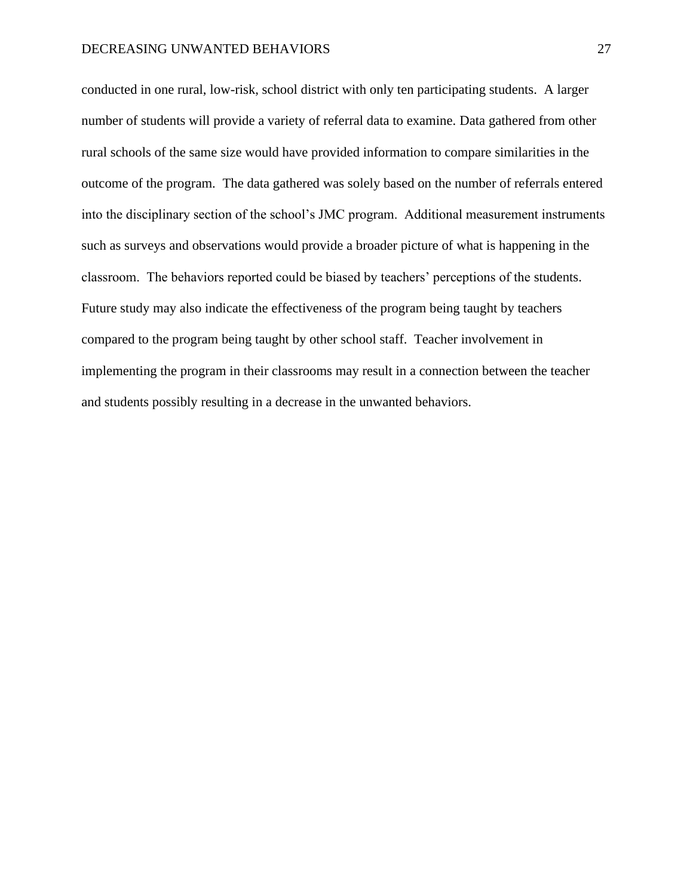conducted in one rural, low-risk, school district with only ten participating students.  A larger number of students will provide a variety of referral data to examine. Data gathered from other rural schools of the same size would have provided information to compare similarities in the outcome of the program.  The data gathered was solely based on the number of referrals entered into the disciplinary section of the school's JMC program.  Additional measurement instruments such as surveys and observations would provide a broader picture of what is happening in the classroom.  The behaviors reported could be biased by teachers' perceptions of the students. Future study may also indicate the effectiveness of the program being taught by teachers compared to the program being taught by other school staff.  Teacher involvement in implementing the program in their classrooms may result in a connection between the teacher and students possibly resulting in a decrease in the unwanted behaviors.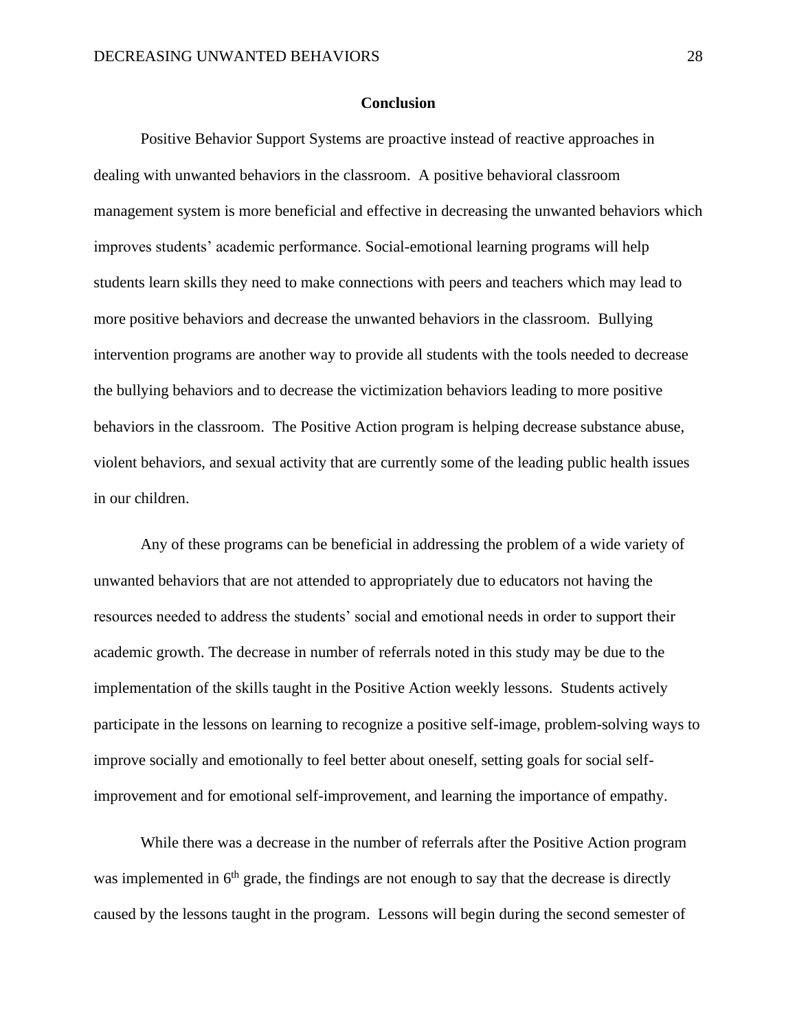## Conclusion

Positive Behavior Support Systems are proactive instead of reactive approaches in dealing with unwanted behaviors in the classroom. A positive behavioral classroom management system is more beneficial and effective in decreasing the unwanted behaviors which improves students' academic performance. Social-emotional learning programs will help students learn skills they need to make connections with peers and teachers which may lead to more positive behaviors and decrease the unwanted behaviors in the classroom. Bullying intervention programs are another way to provide all students with the tools needed to decrease the bullying behaviors and to decrease the victimization behaviors leading to more positive behaviors in the classroom. The Positive Action program is helping decrease substance abuse, violent behaviors, and sexual activity that are currently some of the leading public health issues in our children.

Any of these programs can be beneficial in addressing the problem of a wide variety of unwanted behaviors that are not attended to appropriately due to educators not having the resources needed to address the students' social and emotional needs in order to support their academic growth. The decrease in number of referrals noted in this study may be due to the implementation of the skills taught in the Positive Action weekly lessons. Students actively participate in the lessons on learning to recognize a positive self-image, problem-solving ways to improve socially and emotionally to feel better about oneself, setting goals for social self-improvement and for emotional self-improvement, and learning the importance of empathy.

While there was a decrease in the number of referrals after the Positive Action program was implemented in 6th grade, the findings are not enough to say that the decrease is directly caused by the lessons taught in the program. Lessons will begin during the second semester of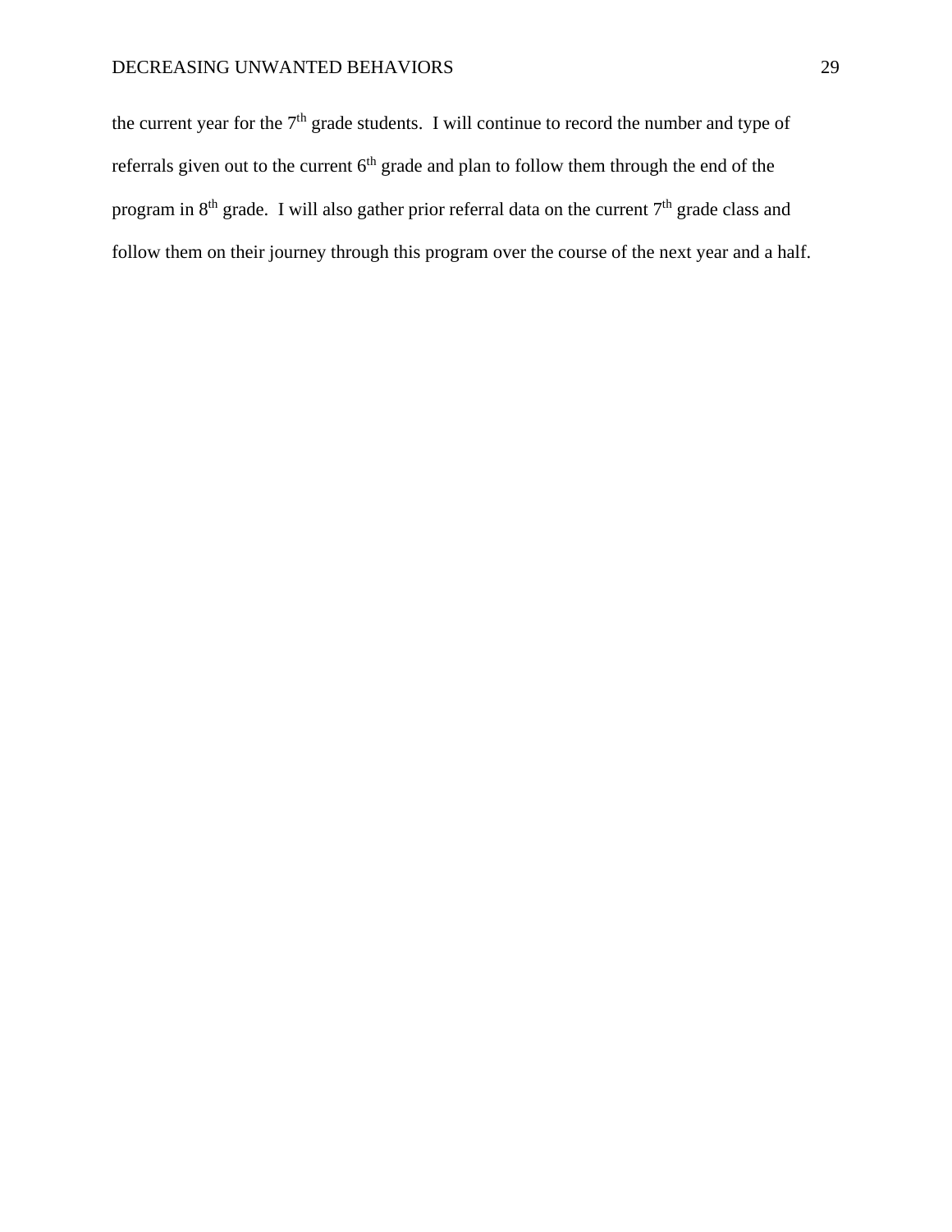the current year for the 7th grade students. I will continue to record the number and type of referrals given out to the current 6th grade and plan to follow them through the end of the program in 8th grade. I will also gather prior referral data on the current 7th grade class and follow them on their journey through this program over the course of the next year and a half.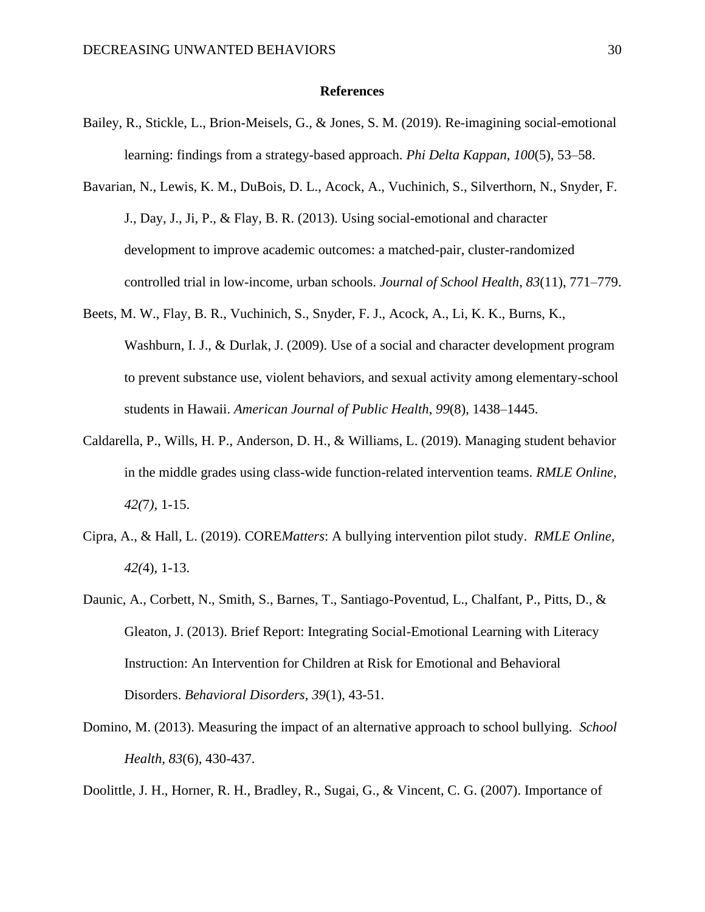**References**

Bailey, R., Stickle, L., Brion-Meisels, G., & Jones, S. M. (2019). Re-imagining social-emotional learning: findings from a strategy-based approach. *Phi Delta Kappan*, *100*(5), 53–58.

Bavarian, N., Lewis, K. M., DuBois, D. L., Acock, A., Vuchinich, S., Silverthorn, N., Snyder, F. J., Day, J., Ji, P., & Flay, B. R. (2013). Using social-emotional and character development to improve academic outcomes: a matched-pair, cluster-randomized controlled trial in low-income, urban schools. *Journal of School Health*, *83*(11), 771–779.

Beets, M. W., Flay, B. R., Vuchinich, S., Snyder, F. J., Acock, A., Li, K. K., Burns, K., Washburn, I. J., & Durlak, J. (2009). Use of a social and character development program to prevent substance use, violent behaviors, and sexual activity among elementary-school students in Hawaii. *American Journal of Public Health*, *99*(8), 1438–1445.

Caldarella, P., Wills, H. P., Anderson, D. H., & Williams, L. (2019). Managing student behavior in the middle grades using class-wide function-related intervention teams. *RMLE Online, 42(7)*, 1-15.

Cipra, A., & Hall, L. (2019). CORE*Matters*: A bullying intervention pilot study. *RMLE Online, 42(*4), 1-13.

Daunic, A., Corbett, N., Smith, S., Barnes, T., Santiago-Poventud, L., Chalfant, P., Pitts, D., & Gleaton, J. (2013). Brief Report: Integrating Social-Emotional Learning with Literacy Instruction: An Intervention for Children at Risk for Emotional and Behavioral Disorders. *Behavioral Disorders*, *39*(1), 43-51.

Domino, M. (2013). Measuring the impact of an alternative approach to school bullying. *School Health, 83*(6), 430-437.

Doolittle, J. H., Horner, R. H., Bradley, R., Sugai, G., & Vincent, C. G. (2007). Importance of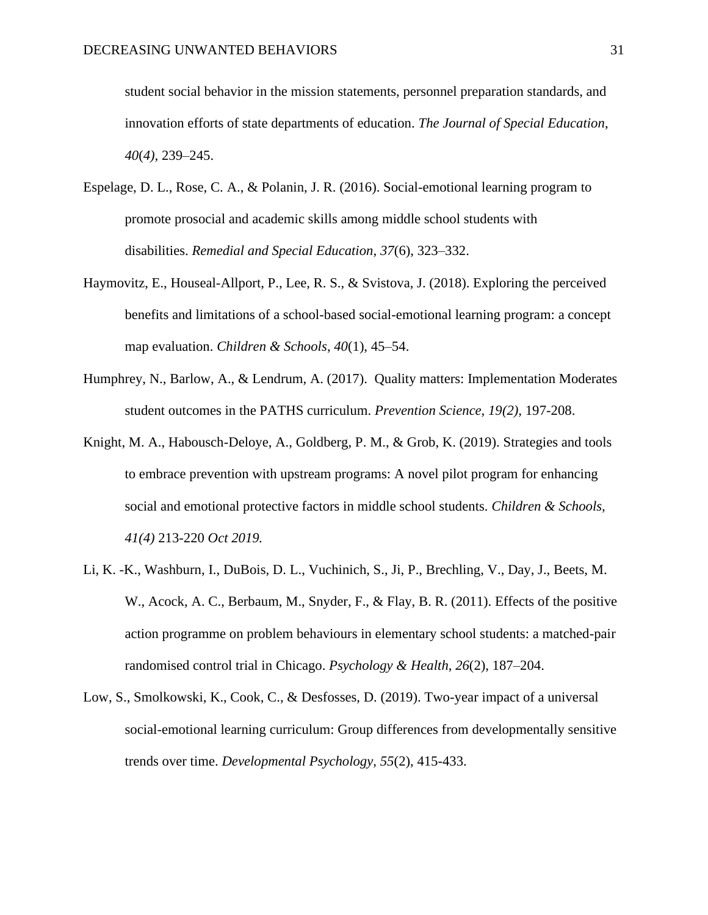student social behavior in the mission statements, personnel preparation standards, and innovation efforts of state departments of education. *The Journal of Special Education*, *40*(*4)*, 239–245.

Espelage, D. L., Rose, C. A., & Polanin, J. R. (2016). Social-emotional learning program to promote prosocial and academic skills among middle school students with disabilities. *Remedial and Special Education*, *37*(6), 323–332.

Haymovitz, E., Houseal-Allport, P., Lee, R. S., & Svistova, J. (2018). Exploring the perceived benefits and limitations of a school-based social-emotional learning program: a concept map evaluation. *Children & Schools*, *40*(1), 45–54.

Humphrey, N., Barlow, A., & Lendrum, A. (2017). Quality matters: Implementation Moderates student outcomes in the PATHS curriculum. *Prevention Science, 19(2),* 197-208.

Knight, M. A., Habousch-Deloye, A., Goldberg, P. M., & Grob, K. (2019). Strategies and tools to embrace prevention with upstream programs: A novel pilot program for enhancing social and emotional protective factors in middle school students. *Children & Schools, 41(4)* 213-220 *Oct 2019.*

Li, K. -K., Washburn, I., DuBois, D. L., Vuchinich, S., Ji, P., Brechling, V., Day, J., Beets, M. W., Acock, A. C., Berbaum, M., Snyder, F., & Flay, B. R. (2011). Effects of the positive action programme on problem behaviours in elementary school students: a matched-pair randomised control trial in Chicago. *Psychology & Health*, *26*(2), 187–204.

Low, S., Smolkowski, K., Cook, C., & Desfosses, D. (2019). Two-year impact of a universal social-emotional learning curriculum: Group differences from developmentally sensitive trends over time. *Developmental Psychology, 55*(2), 415-433.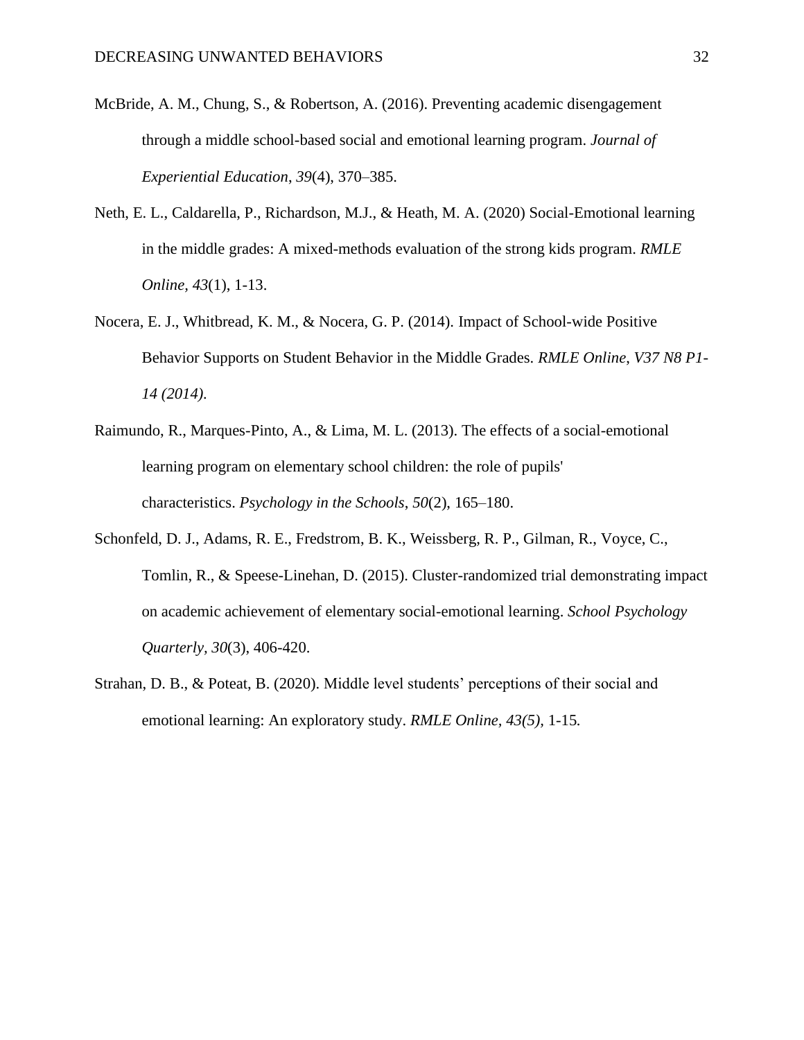McBride, A. M., Chung, S., & Robertson, A. (2016). Preventing academic disengagement through a middle school-based social and emotional learning program. *Journal of Experiential Education*, *39*(4), 370–385.

Neth, E. L., Caldarella, P., Richardson, M.J., & Heath, M. A. (2020) Social-Emotional learning in the middle grades: A mixed-methods evaluation of the strong kids program. *RMLE Online*, *43*(1), 1-13.

Nocera, E. J., Whitbread, K. M., & Nocera, G. P. (2014). Impact of School-wide Positive Behavior Supports on Student Behavior in the Middle Grades. *RMLE Online, V37 N8 P1-14 (2014).*

Raimundo, R., Marques-Pinto, A., & Lima, M. L. (2013). The effects of a social-emotional learning program on elementary school children: the role of pupils' characteristics. *Psychology in the Schools*, *50*(2), 165–180.

Schonfeld, D. J., Adams, R. E., Fredstrom, B. K., Weissberg, R. P., Gilman, R., Voyce, C., Tomlin, R., & Speese-Linehan, D. (2015). Cluster-randomized trial demonstrating impact on academic achievement of elementary social-emotional learning. *School Psychology Quarterly, 30*(3), 406-420.

Strahan, D. B., & Poteat, B. (2020). Middle level students' perceptions of their social and emotional learning: An exploratory study. *RMLE Online*, *43(5),* 1-15*.*